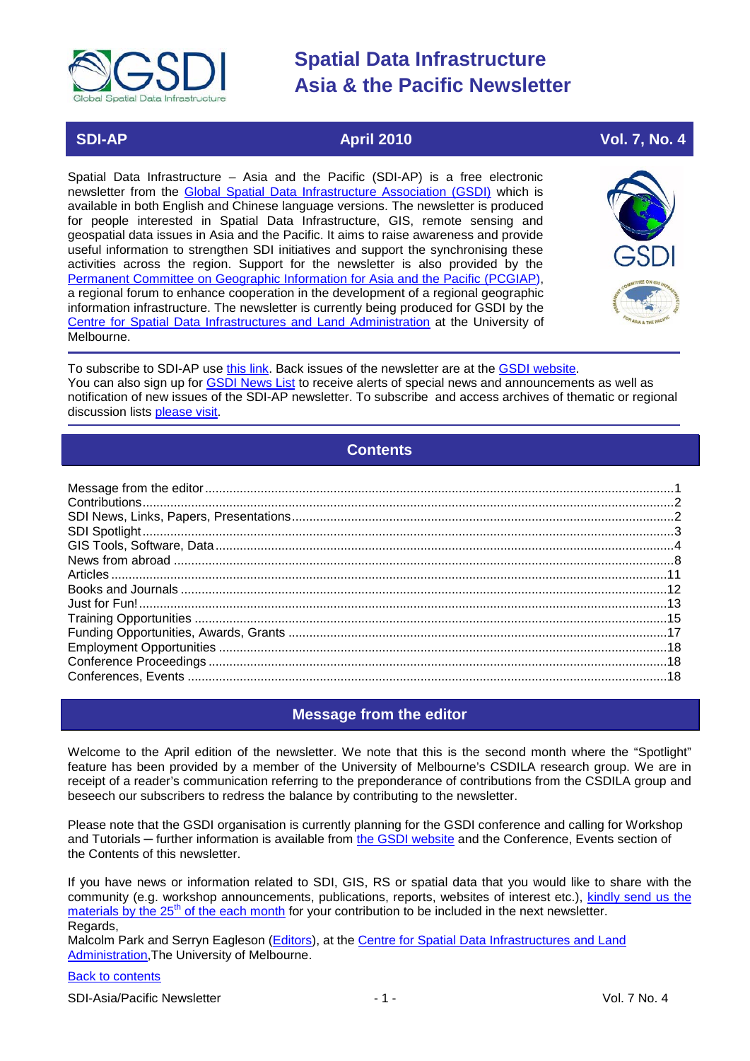# Spatial Data Infrastructure Asia & the Pacific Newsletter

**SDI-AP** | **April 2010** | **Vol. 7, No. 4**

Spatial Data Infrastructure – Asia and the Pacific (SDI-AP) is a free electronic newsletter from the Global Spatial Data Infrastructure Association (GSDI) which is available in both English and Chinese language versions. The newsletter is produced for people interested in Spatial Data Infrastructure, GIS, remote sensing and geospatial data issues in Asia and the Pacific. It aims to raise awareness and provide useful information to strengthen SDI initiatives and support the synchronising these activities across the region. Support for the newsletter is also provided by the Permanent Committee on Geographic Information for Asia and the Pacific (PCGIAP), a regional forum to enhance cooperation in the development of a regional geographic information infrastructure. The newsletter is currently being produced for GSDI by the Centre for Spatial Data Infrastructures and Land Administration at the University of Melbourne.

To subscribe to SDI-AP use this link. Back issues of the newsletter are at the GSDI website. You can also sign up for GSDI News List to receive alerts of special news and announcements as well as notification of new issues of the SDI-AP newsletter. To subscribe and access archives of thematic or regional discussion lists please visit.

## Contents

- Message from the editor ....1
- Contributions ....2
- SDI News, Links, Papers, Presentations ....2
- SDI Spotlight ....3
- GIS Tools, Software, Data ....4
- News from abroad ....8
- Articles ....11
- Books and Journals ....12
- Just for Fun! ....13
- Training Opportunities ....15
- Funding Opportunities, Awards, Grants ....17
- Employment Opportunities ....18
- Conference Proceedings ....18
- Conferences, Events ....18

## Message from the editor

Welcome to the April edition of the newsletter. We note that this is the second month where the "Spotlight" feature has been provided by a member of the University of Melbourne's CSDILA research group. We are in receipt of a reader's communication referring to the preponderance of contributions from the CSDILA group and beseech our subscribers to redress the balance by contributing to the newsletter.

Please note that the GSDI organisation is currently planning for the GSDI conference and calling for Workshop and Tutorials – further information is available from the GSDI website and the Conference, Events section of the Contents of this newsletter.

If you have news or information related to SDI, GIS, RS or spatial data that you would like to share with the community (e.g. workshop announcements, publications, reports, websites of interest etc.), kindly send us the materials by the 25th of the each month for your contribution to be included in the next newsletter.

Regards,

Malcolm Park and Serryn Eagleson (Editors), at the Centre for Spatial Data Infrastructures and Land Administration, The University of Melbourne.

Back to contents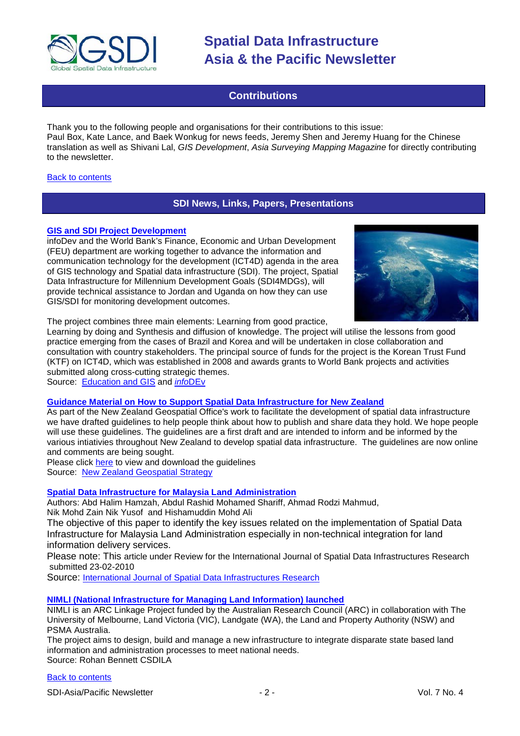## Contributions

Thank you to the following people and organisations for their contributions to this issue:
Paul Box, Kate Lance, and Baek Wonkug for news feeds, Jeremy Shen and Jeremy Huang for the Chinese translation as well as Shivani Lal, *GIS Development*, *Asia Surveying Mapping Magazine* for directly contributing to the newsletter.

Back to contents

## SDI News, Links, Papers, Presentations

### GIS and SDI Project Development

infoDev and the World Bank's Finance, Economic and Urban Development (FEU) department are working together to advance the information and communication technology for the development (ICT4D) agenda in the area of GIS technology and Spatial data infrastructure (SDI). The project, Spatial Data Infrastructure for Millennium Development Goals (SDI4MDGs), will provide technical assistance to Jordan and Uganda on how they can use GIS/SDI for monitoring development outcomes.

The project combines three main elements: Learning from good practice, Learning by doing and Synthesis and diffusion of knowledge. The project will utilise the lessons from good practice emerging from the cases of Brazil and Korea and will be undertaken in close collaboration and consultation with country stakeholders. The principal source of funds for the project is the Korean Trust Fund (KTF) on ICT4D, which was established in 2008 and awards grants to World Bank projects and activities submitted along cross-cutting strategic themes.
Source: Education and GIS and *info*DEv

### Guidance Material on How to Support Spatial Data Infrastructure for New Zealand

As part of the New Zealand Geospatial Office's work to facilitate the development of spatial data infrastructure we have drafted guidelines to help people think about how to publish and share data they hold. We hope people will use these guidelines. The guidelines are a first draft and are intended to inform and be informed by the various intiatives throughout New Zealand to develop spatial data infrastructure. The guidelines are now online and comments are being sought.
Please click here to view and download the guidelines
Source: New Zealand Geospatial Strategy

### Spatial Data Infrastructure for Malaysia Land Administration

Authors: Abd Halim Hamzah, Abdul Rashid Mohamed Shariff, Ahmad Rodzi Mahmud, Nik Mohd Zain Nik Yusof and Hishamuddin Mohd Ali
The objective of this paper to identify the key issues related on the implementation of Spatial Data Infrastructure for Malaysia Land Administration especially in non-technical integration for land information delivery services.
Please note: This article under Review for the International Journal of Spatial Data Infrastructures Research submitted 23-02-2010
Source: International Journal of Spatial Data Infrastructures Research

### NIMLI (National Infrastructure for Managing Land Information) launched

NIMLI is an ARC Linkage Project funded by the Australian Research Council (ARC) in collaboration with The University of Melbourne, Land Victoria (VIC), Landgate (WA), the Land and Property Authority (NSW) and PSMA Australia.
The project aims to design, build and manage a new infrastructure to integrate disparate state based land information and administration processes to meet national needs.
Source: Rohan Bennett CSDILA

Back to contents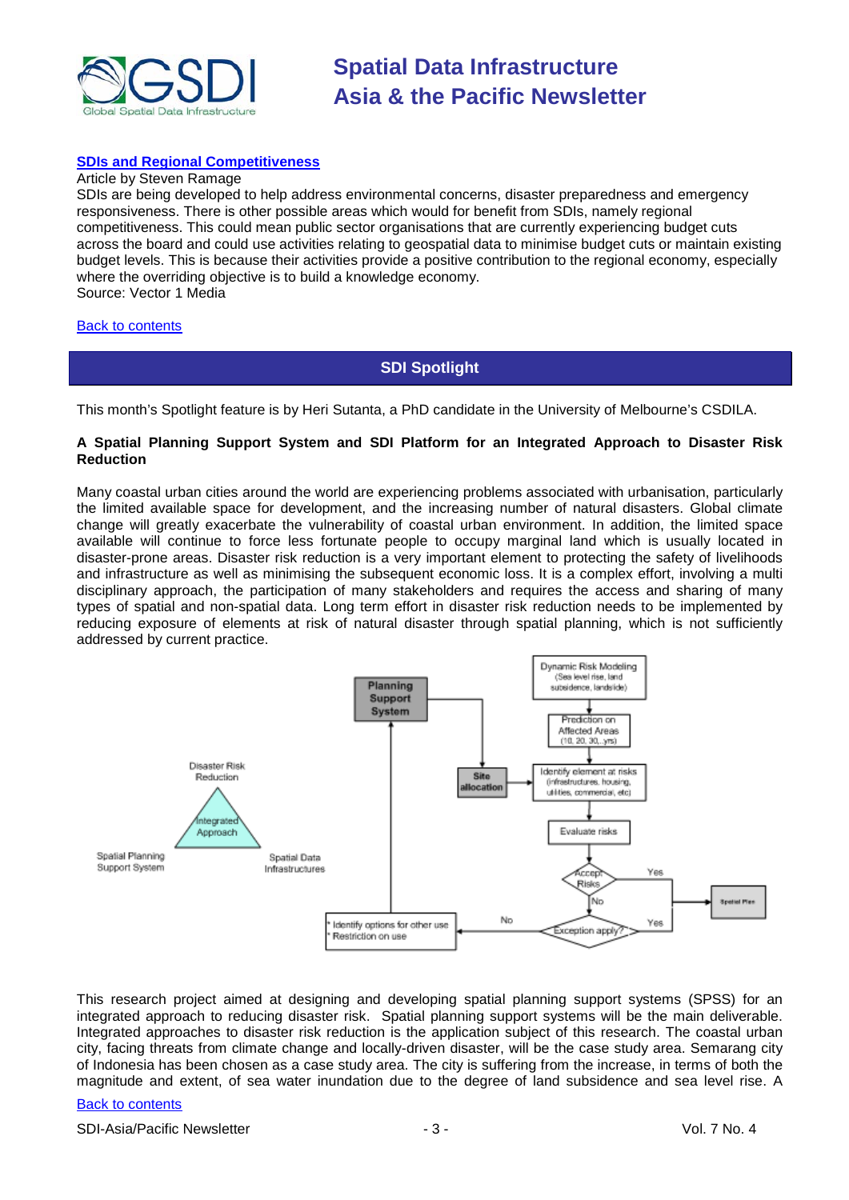**[SDIs and Regional Competitiveness](#)**

Article by Steven Ramage

SDIs are being developed to help address environmental concerns, disaster preparedness and emergency responsiveness. There is other possible areas which would for benefit from SDIs, namely regional competitiveness. This could mean public sector organisations that are currently experiencing budget cuts across the board and could use activities relating to geospatial data to minimise budget cuts or maintain existing budget levels. This is because their activities provide a positive contribution to the regional economy, especially where the overriding objective is to build a knowledge economy.

Source: Vector 1 Media

[Back to contents](#)

## SDI Spotlight

This month's Spotlight feature is by Heri Sutanta, a PhD candidate in the University of Melbourne's CSDILA.

### A Spatial Planning Support System and SDI Platform for an Integrated Approach to Disaster Risk Reduction

Many coastal urban cities around the world are experiencing problems associated with urbanisation, particularly the limited available space for development, and the increasing number of natural disasters. Global climate change will greatly exacerbate the vulnerability of coastal urban environment. In addition, the limited space available will continue to force less fortunate people to occupy marginal land which is usually located in disaster-prone areas. Disaster risk reduction is a very important element to protecting the safety of livelihoods and infrastructure as well as minimising the subsequent economic loss. It is a complex effort, involving a multi disciplinary approach, the participation of many stakeholders and requires the access and sharing of many types of spatial and non-spatial data. Long term effort in disaster risk reduction needs to be implemented by reducing exposure of elements at risk of natural disaster through spatial planning, which is not sufficiently addressed by current practice.

This research project aimed at designing and developing spatial planning support systems (SPSS) for an integrated approach to reducing disaster risk. Spatial planning support systems will be the main deliverable. Integrated approaches to disaster risk reduction is the application subject of this research. The coastal urban city, facing threats from climate change and locally-driven disaster, will be the case study area. Semarang city of Indonesia has been chosen as a case study area. The city is suffering from the increase, in terms of both the magnitude and extent, of sea water inundation due to the degree of land subsidence and sea level rise. A

[Back to contents](#)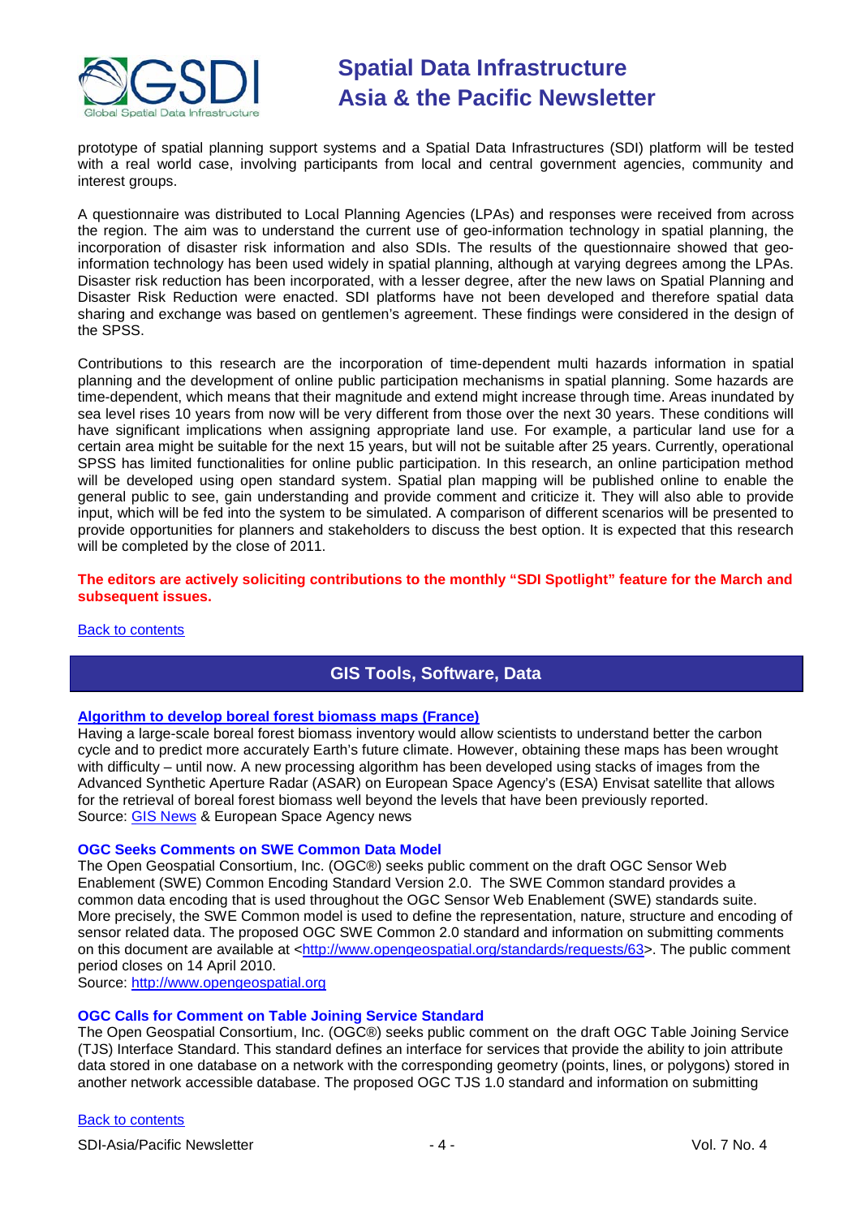prototype of spatial planning support systems and a Spatial Data Infrastructures (SDI) platform will be tested with a real world case, involving participants from local and central government agencies, community and interest groups.

A questionnaire was distributed to Local Planning Agencies (LPAs) and responses were received from across the region. The aim was to understand the current use of geo-information technology in spatial planning, the incorporation of disaster risk information and also SDIs. The results of the questionnaire showed that geo-information technology has been used widely in spatial planning, although at varying degrees among the LPAs. Disaster risk reduction has been incorporated, with a lesser degree, after the new laws on Spatial Planning and Disaster Risk Reduction were enacted. SDI platforms have not been developed and therefore spatial data sharing and exchange was based on gentlemen's agreement. These findings were considered in the design of the SPSS.

Contributions to this research are the incorporation of time-dependent multi hazards information in spatial planning and the development of online public participation mechanisms in spatial planning. Some hazards are time-dependent, which means that their magnitude and extend might increase through time. Areas inundated by sea level rises 10 years from now will be very different from those over the next 30 years. These conditions will have significant implications when assigning appropriate land use. For example, a particular land use for a certain area might be suitable for the next 15 years, but will not be suitable after 25 years. Currently, operational SPSS has limited functionalities for online public participation. In this research, an online participation method will be developed using open standard system. Spatial plan mapping will be published online to enable the general public to see, gain understanding and provide comment and criticize it. They will also able to provide input, which will be fed into the system to be simulated. A comparison of different scenarios will be presented to provide opportunities for planners and stakeholders to discuss the best option. It is expected that this research will be completed by the close of 2011.

**The editors are actively soliciting contributions to the monthly "SDI Spotlight" feature for the March and subsequent issues.**

Back to contents

## GIS Tools, Software, Data

### Algorithm to develop boreal forest biomass maps (France)

Having a large-scale boreal forest biomass inventory would allow scientists to understand better the carbon cycle and to predict more accurately Earth's future climate. However, obtaining these maps has been wrought with difficulty – until now. A new processing algorithm has been developed using stacks of images from the Advanced Synthetic Aperture Radar (ASAR) on European Space Agency's (ESA) Envisat satellite that allows for the retrieval of boreal forest biomass well beyond the levels that have been previously reported.
Source: GIS News & European Space Agency news

### OGC Seeks Comments on SWE Common Data Model

The Open Geospatial Consortium, Inc. (OGC®) seeks public comment on the draft OGC Sensor Web Enablement (SWE) Common Encoding Standard Version 2.0. The SWE Common standard provides a common data encoding that is used throughout the OGC Sensor Web Enablement (SWE) standards suite. More precisely, the SWE Common model is used to define the representation, nature, structure and encoding of sensor related data. The proposed OGC SWE Common 2.0 standard and information on submitting comments on this document are available at <http://www.opengeospatial.org/standards/requests/63>. The public comment period closes on 14 April 2010.
Source: http://www.opengeospatial.org

### OGC Calls for Comment on Table Joining Service Standard

The Open Geospatial Consortium, Inc. (OGC®) seeks public comment on the draft OGC Table Joining Service (TJS) Interface Standard. This standard defines an interface for services that provide the ability to join attribute data stored in one database on a network with the corresponding geometry (points, lines, or polygons) stored in another network accessible database. The proposed OGC TJS 1.0 standard and information on submitting

Back to contents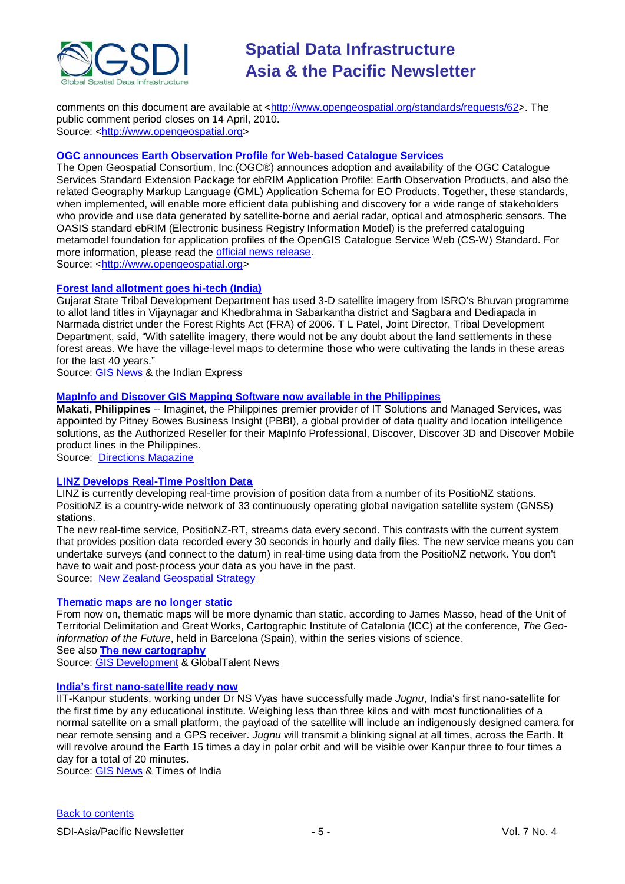comments on this document are available at <http://www.opengeospatial.org/standards/requests/62>. The public comment period closes on 14 April, 2010.
Source: <http://www.opengeospatial.org>

### OGC announces Earth Observation Profile for Web-based Catalogue Services

The Open Geospatial Consortium, Inc.(OGC®) announces adoption and availability of the OGC Catalogue Services Standard Extension Package for ebRIM Application Profile: Earth Observation Products, and also the related Geography Markup Language (GML) Application Schema for EO Products. Together, these standards, when implemented, will enable more efficient data publishing and discovery for a wide range of stakeholders who provide and use data generated by satellite-borne and aerial radar, optical and atmospheric sensors. The OASIS standard ebRIM (Electronic business Registry Information Model) is the preferred cataloguing metamodel foundation for application profiles of the OpenGIS Catalogue Service Web (CS-W) Standard. For more information, please read the official news release.
Source: <http://www.opengeospatial.org>

### Forest land allotment goes hi-tech (India)

Gujarat State Tribal Development Department has used 3-D satellite imagery from ISRO's Bhuvan programme to allot land titles in Vijaynagar and Khedbrahma in Sabarkantha district and Sagbara and Dediapada in Narmada district under the Forest Rights Act (FRA) of 2006. T L Patel, Joint Director, Tribal Development Department, said, "With satellite imagery, there would not be any doubt about the land settlements in these forest areas. We have the village-level maps to determine those who were cultivating the lands in these areas for the last 40 years."
Source: GIS News & the Indian Express

### MapInfo and Discover GIS Mapping Software now available in the Philippines

**Makati, Philippines** -- Imaginet, the Philippines premier provider of IT Solutions and Managed Services, was appointed by Pitney Bowes Business Insight (PBBI), a global provider of data quality and location intelligence solutions, as the Authorized Reseller for their MapInfo Professional, Discover, Discover 3D and Discover Mobile product lines in the Philippines.
Source: Directions Magazine

### LINZ Develops Real-Time Position Data

LINZ is currently developing real-time provision of position data from a number of its PositioNZ stations. PositioNZ is a country-wide network of 33 continuously operating global navigation satellite system (GNSS) stations.
The new real-time service, PositioNZ-RT, streams data every second. This contrasts with the current system that provides position data recorded every 30 seconds in hourly and daily files. The new service means you can undertake surveys (and connect to the datum) in real-time using data from the PositioNZ network. You don't have to wait and post-process your data as you have in the past.
Source: New Zealand Geospatial Strategy

### Thematic maps are no longer static

From now on, thematic maps will be more dynamic than static, according to James Masso, head of the Unit of Territorial Delimitation and Great Works, Cartographic Institute of Catalonia (ICC) at the conference, *The Geo-information of the Future*, held in Barcelona (Spain), within the series visions of science.
See also **The new cartography**
Source: GIS Development & GlobalTalent News

### India's first nano-satellite ready now

IIT-Kanpur students, working under Dr NS Vyas have successfully made *Jugnu*, India's first nano-satellite for the first time by any educational institute. Weighing less than three kilos and with most functionalities of a normal satellite on a small platform, the payload of the satellite will include an indigenously designed camera for near remote sensing and a GPS receiver. *Jugnu* will transmit a blinking signal at all times, across the Earth. It will revolve around the Earth 15 times a day in polar orbit and will be visible over Kanpur three to four times a day for a total of 20 minutes.
Source: GIS News & Times of India

Back to contents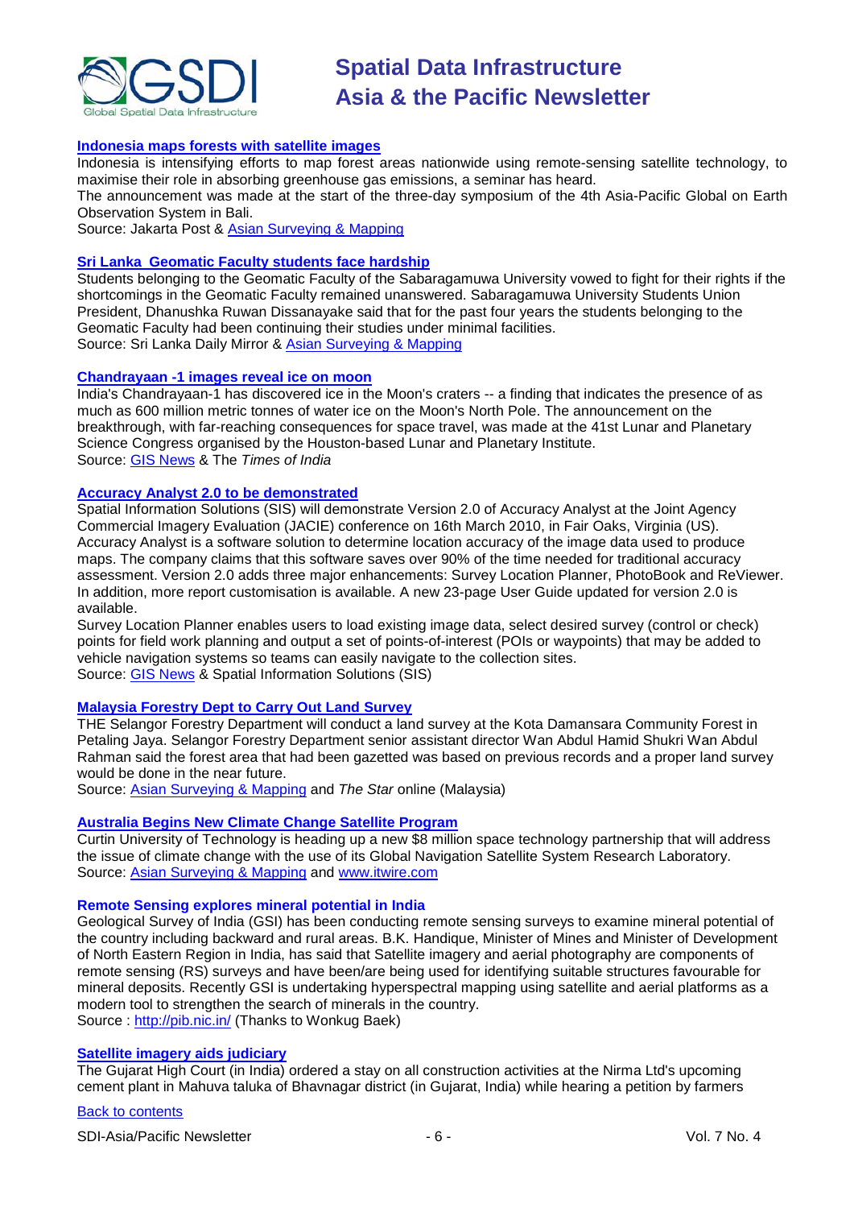### [Indonesia maps forests with satellite images]

Indonesia is intensifying efforts to map forest areas nationwide using remote-sensing satellite technology, to maximise their role in absorbing greenhouse gas emissions, a seminar has heard.

The announcement was made at the start of the three-day symposium of the 4th Asia-Pacific Global on Earth Observation System in Bali.

Source: Jakarta Post & [Asian Surveying & Mapping]

### [Sri Lanka Geomatic Faculty students face hardship]

Students belonging to the Geomatic Faculty of the Sabaragamuwa University vowed to fight for their rights if the shortcomings in the Geomatic Faculty remained unanswered. Sabaragamuwa University Students Union President, Dhanushka Ruwan Dissanayake said that for the past four years the students belonging to the Geomatic Faculty had been continuing their studies under minimal facilities.

Source: Sri Lanka Daily Mirror & [Asian Surveying & Mapping]

### [Chandrayaan -1 images reveal ice on moon]

India's Chandrayaan-1 has discovered ice in the Moon's craters -- a finding that indicates the presence of as much as 600 million metric tonnes of water ice on the Moon's North Pole. The announcement on the breakthrough, with far-reaching consequences for space travel, was made at the 41st Lunar and Planetary Science Congress organised by the Houston-based Lunar and Planetary Institute.

Source: [GIS News] & The *Times of India*

### [Accuracy Analyst 2.0 to be demonstrated]

Spatial Information Solutions (SIS) will demonstrate Version 2.0 of Accuracy Analyst at the Joint Agency Commercial Imagery Evaluation (JACIE) conference on 16th March 2010, in Fair Oaks, Virginia (US). Accuracy Analyst is a software solution to determine location accuracy of the image data used to produce maps. The company claims that this software saves over 90% of the time needed for traditional accuracy assessment. Version 2.0 adds three major enhancements: Survey Location Planner, PhotoBook and ReViewer. In addition, more report customisation is available. A new 23-page User Guide updated for version 2.0 is available.

Survey Location Planner enables users to load existing image data, select desired survey (control or check) points for field work planning and output a set of points-of-interest (POIs or waypoints) that may be added to vehicle navigation systems so teams can easily navigate to the collection sites.

Source: [GIS News] & Spatial Information Solutions (SIS)

### [Malaysia Forestry Dept to Carry Out Land Survey]

THE Selangor Forestry Department will conduct a land survey at the Kota Damansara Community Forest in Petaling Jaya. Selangor Forestry Department senior assistant director Wan Abdul Hamid Shukri Wan Abdul Rahman said the forest area that had been gazetted was based on previous records and a proper land survey would be done in the near future.

Source: [Asian Surveying & Mapping] and *The Star* online (Malaysia)

### [Australia Begins New Climate Change Satellite Program]

Curtin University of Technology is heading up a new $8 million space technology partnership that will address the issue of climate change with the use of its Global Navigation Satellite System Research Laboratory.

Source: [Asian Surveying & Mapping] and [www.itwire.com]

### Remote Sensing explores mineral potential in India

Geological Survey of India (GSI) has been conducting remote sensing surveys to examine mineral potential of the country including backward and rural areas. B.K. Handique, Minister of Mines and Minister of Development of North Eastern Region in India, has said that Satellite imagery and aerial photography are components of remote sensing (RS) surveys and have been/are being used for identifying suitable structures favourable for mineral deposits. Recently GSI is undertaking hyperspectral mapping using satellite and aerial platforms as a modern tool to strengthen the search of minerals in the country.

Source : [http://pib.nic.in/] (Thanks to Wonkug Baek)

### [Satellite imagery aids judiciary]

The Gujarat High Court (in India) ordered a stay on all construction activities at the Nirma Ltd's upcoming cement plant in Mahuva taluka of Bhavnagar district (in Gujarat, India) while hearing a petition by farmers

[Back to contents]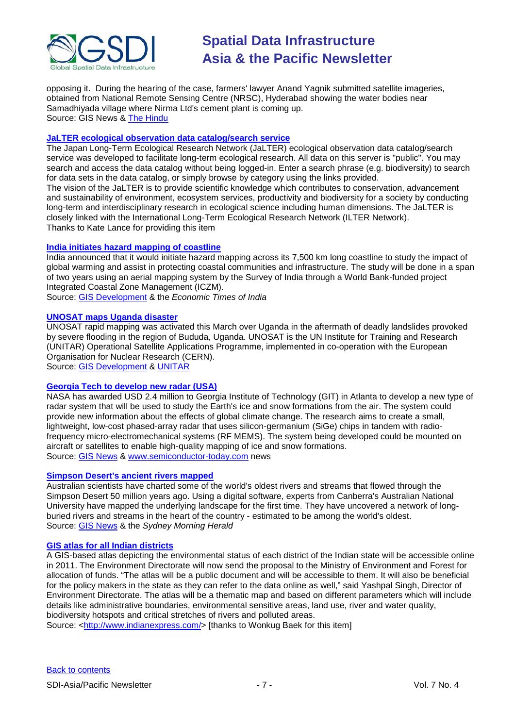opposing it. During the hearing of the case, farmers' lawyer Anand Yagnik submitted satellite imageries, obtained from National Remote Sensing Centre (NRSC), Hyderabad showing the water bodies near Samadhiyada village where Nirma Ltd's cement plant is coming up.
Source: GIS News & The Hindu

### JaLTER ecological observation data catalog/search service

The Japan Long-Term Ecological Research Network (JaLTER) ecological observation data catalog/search service was developed to facilitate long-term ecological research. All data on this server is "public". You may search and access the data catalog without being logged-in. Enter a search phrase (e.g. biodiversity) to search for data sets in the data catalog, or simply browse by category using the links provided.
The vision of the JaLTER is to provide scientific knowledge which contributes to conservation, advancement and sustainability of environment, ecosystem services, productivity and biodiversity for a society by conducting long-term and interdisciplinary research in ecological science including human dimensions. The JaLTER is closely linked with the International Long-Term Ecological Research Network (ILTER Network).
Thanks to Kate Lance for providing this item

### India initiates hazard mapping of coastline

India announced that it would initiate hazard mapping across its 7,500 km long coastline to study the impact of global warming and assist in protecting coastal communities and infrastructure. The study will be done in a span of two years using an aerial mapping system by the Survey of India through a World Bank-funded project Integrated Coastal Zone Management (ICZM).
Source: GIS Development & the *Economic Times of India*

### UNOSAT maps Uganda disaster

UNOSAT rapid mapping was activated this March over Uganda in the aftermath of deadly landslides provoked by severe flooding in the region of Bududa, Uganda. UNOSAT is the UN Institute for Training and Research (UNITAR) Operational Satellite Applications Programme, implemented in co-operation with the European Organisation for Nuclear Research (CERN).
Source: GIS Development & UNITAR

### Georgia Tech to develop new radar (USA)

NASA has awarded USD 2.4 million to Georgia Institute of Technology (GIT) in Atlanta to develop a new type of radar system that will be used to study the Earth's ice and snow formations from the air. The system could provide new information about the effects of global climate change. The research aims to create a small, lightweight, low-cost phased-array radar that uses silicon-germanium (SiGe) chips in tandem with radio-frequency micro-electromechanical systems (RF MEMS). The system being developed could be mounted on aircraft or satellites to enable high-quality mapping of ice and snow formations.
Source: GIS News & www.semiconductor-today.com news

### Simpson Desert's ancient rivers mapped

Australian scientists have charted some of the world's oldest rivers and streams that flowed through the Simpson Desert 50 million years ago. Using a digital software, experts from Canberra's Australian National University have mapped the underlying landscape for the first time. They have uncovered a network of long-buried rivers and streams in the heart of the country - estimated to be among the world's oldest.
Source: GIS News & the *Sydney Morning Herald*

### GIS atlas for all Indian districts

A GIS-based atlas depicting the environmental status of each district of the Indian state will be accessible online in 2011. The Environment Directorate will now send the proposal to the Ministry of Environment and Forest for allocation of funds. "The atlas will be a public document and will be accessible to them. It will also be beneficial for the policy makers in the state as they can refer to the data online as well," said Yashpal Singh, Director of Environment Directorate. The atlas will be a thematic map and based on different parameters which will include details like administrative boundaries, environmental sensitive areas, land use, river and water quality, biodiversity hotspots and critical stretches of rivers and polluted areas.
Source: <http://www.indianexpress.com/> [thanks to Wonkug Baek for this item]

Back to contents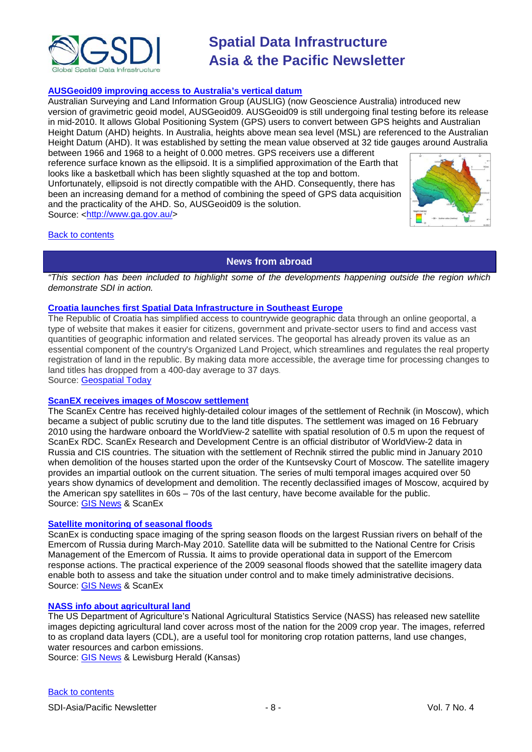### [AUSGeoid09 improving access to Australia's vertical datum](#)

Australian Surveying and Land Information Group (AUSLIG) (now Geoscience Australia) introduced new version of gravimetric geoid model, AUSGeoid09. AUSGeoid09 is still undergoing final testing before its release in mid-2010. It allows Global Positioning System (GPS) users to convert between GPS heights and Australian Height Datum (AHD) heights. In Australia, heights above mean sea level (MSL) are referenced to the Australian Height Datum (AHD). It was established by setting the mean value observed at 32 tide gauges around Australia between 1966 and 1968 to a height of 0.000 metres. GPS receivers use a different reference surface known as the ellipsoid. It is a simplified approximation of the Earth that looks like a basketball which has been slightly squashed at the top and bottom. Unfortunately, ellipsoid is not directly compatible with the AHD. Consequently, there has been an increasing demand for a method of combining the speed of GPS data acquisition and the practicality of the AHD. So, AUSGeoid09 is the solution.
Source: <http://www.ga.gov.au/>

[Back to contents](#)

## News from abroad

*"This section has been included to highlight some of the developments happening outside the region which demonstrate SDI in action.*

### [Croatia launches first Spatial Data Infrastructure in Southeast Europe](#)

The Republic of Croatia has simplified access to countrywide geographic data through an online geoportal, a type of website that makes it easier for citizens, government and private-sector users to find and access vast quantities of geographic information and related services. The geoportal has already proven its value as an essential component of the country's Organized Land Project, which streamlines and regulates the real property registration of land in the republic. By making data more accessible, the average time for processing changes to land titles has dropped from a 400-day average to 37 days.
Source: [Geospatial Today](#)

### [ScanEX receives images of Moscow settlement](#)

The ScanEx Centre has received highly-detailed colour images of the settlement of Rechnik (in Moscow), which became a subject of public scrutiny due to the land title disputes. The settlement was imaged on 16 February 2010 using the hardware onboard the WorldView-2 satellite with spatial resolution of 0.5 m upon the request of ScanEx RDC. ScanEx Research and Development Centre is an official distributor of WorldView-2 data in Russia and CIS countries. The situation with the settlement of Rechnik stirred the public mind in January 2010 when demolition of the houses started upon the order of the Kuntsevsky Court of Moscow. The satellite imagery provides an impartial outlook on the current situation. The series of multi temporal images acquired over 50 years show dynamics of development and demolition. The recently declassified images of Moscow, acquired by the American spy satellites in 60s – 70s of the last century, have become available for the public.
Source: [GIS News](#) & ScanEx

### [Satellite monitoring of seasonal floods](#)

ScanEx is conducting space imaging of the spring season floods on the largest Russian rivers on behalf of the Emercom of Russia during March-May 2010. Satellite data will be submitted to the National Centre for Crisis Management of the Emercom of Russia. It aims to provide operational data in support of the Emercom response actions. The practical experience of the 2009 seasonal floods showed that the satellite imagery data enable both to assess and take the situation under control and to make timely administrative decisions.
Source: [GIS News](#) & ScanEx

### [NASS info about agricultural land](#)

The US Department of Agriculture's National Agricultural Statistics Service (NASS) has released new satellite images depicting agricultural land cover across most of the nation for the 2009 crop year. The images, referred to as cropland data layers (CDL), are a useful tool for monitoring crop rotation patterns, land use changes, water resources and carbon emissions.
Source: [GIS News](#) & Lewisburg Herald (Kansas)

[Back to contents](#)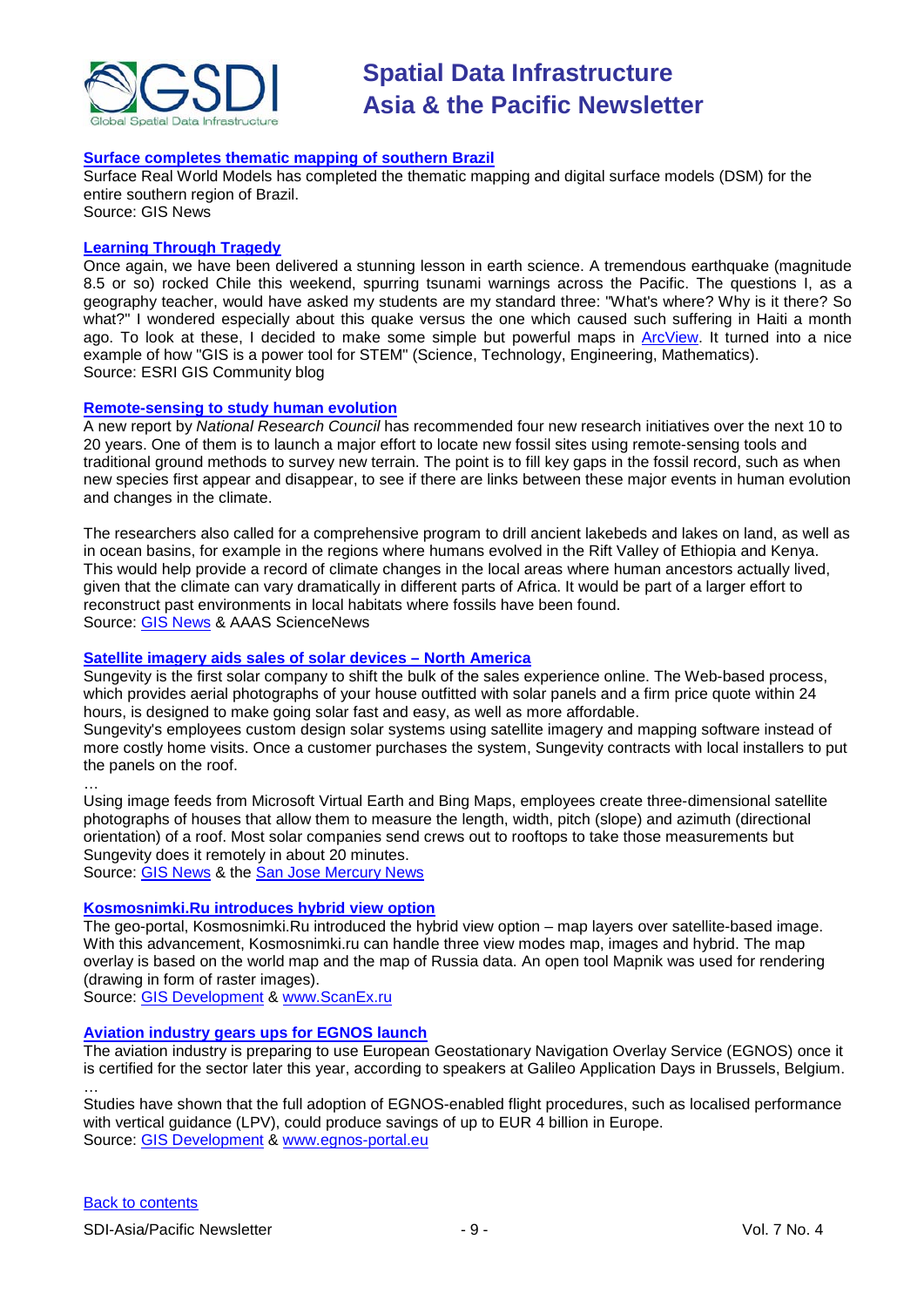### [Surface completes thematic mapping of southern Brazil]

Surface Real World Models has completed the thematic mapping and digital surface models (DSM) for the entire southern region of Brazil.
Source: GIS News

### [Learning Through Tragedy]

Once again, we have been delivered a stunning lesson in earth science. A tremendous earthquake (magnitude 8.5 or so) rocked Chile this weekend, spurring tsunami warnings across the Pacific. The questions I, as a geography teacher, would have asked my students are my standard three: "What's where? Why is it there? So what?" I wondered especially about this quake versus the one which caused such suffering in Haiti a month ago. To look at these, I decided to make some simple but powerful maps in ArcView. It turned into a nice example of how "GIS is a power tool for STEM" (Science, Technology, Engineering, Mathematics).
Source: ESRI GIS Community blog

### [Remote-sensing to study human evolution]

A new report by *National Research Council* has recommended four new research initiatives over the next 10 to 20 years. One of them is to launch a major effort to locate new fossil sites using remote-sensing tools and traditional ground methods to survey new terrain. The point is to fill key gaps in the fossil record, such as when new species first appear and disappear, to see if there are links between these major events in human evolution and changes in the climate.

The researchers also called for a comprehensive program to drill ancient lakebeds and lakes on land, as well as in ocean basins, for example in the regions where humans evolved in the Rift Valley of Ethiopia and Kenya. This would help provide a record of climate changes in the local areas where human ancestors actually lived, given that the climate can vary dramatically in different parts of Africa. It would be part of a larger effort to reconstruct past environments in local habitats where fossils have been found.
Source: GIS News & AAAS ScienceNews

### [Satellite imagery aids sales of solar devices – North America]

Sungevity is the first solar company to shift the bulk of the sales experience online. The Web-based process, which provides aerial photographs of your house outfitted with solar panels and a firm price quote within 24 hours, is designed to make going solar fast and easy, as well as more affordable.
Sungevity's employees custom design solar systems using satellite imagery and mapping software instead of more costly home visits. Once a customer purchases the system, Sungevity contracts with local installers to put the panels on the roof.
…
Using image feeds from Microsoft Virtual Earth and Bing Maps, employees create three-dimensional satellite photographs of houses that allow them to measure the length, width, pitch (slope) and azimuth (directional orientation) of a roof. Most solar companies send crews out to rooftops to take those measurements but Sungevity does it remotely in about 20 minutes.
Source: GIS News & the San Jose Mercury News

### [Kosmosnimki.Ru introduces hybrid view option]

The geo-portal, Kosmosnimki.Ru introduced the hybrid view option – map layers over satellite-based image. With this advancement, Kosmosnimki.ru can handle three view modes map, images and hybrid. The map overlay is based on the world map and the map of Russia data. An open tool Mapnik was used for rendering (drawing in form of raster images).
Source: GIS Development & www.ScanEx.ru

### [Aviation industry gears ups for EGNOS launch]

The aviation industry is preparing to use European Geostationary Navigation Overlay Service (EGNOS) once it is certified for the sector later this year, according to speakers at Galileo Application Days in Brussels, Belgium.
…
Studies have shown that the full adoption of EGNOS-enabled flight procedures, such as localised performance with vertical guidance (LPV), could produce savings of up to EUR 4 billion in Europe.
Source: GIS Development & www.egnos-portal.eu

Back to contents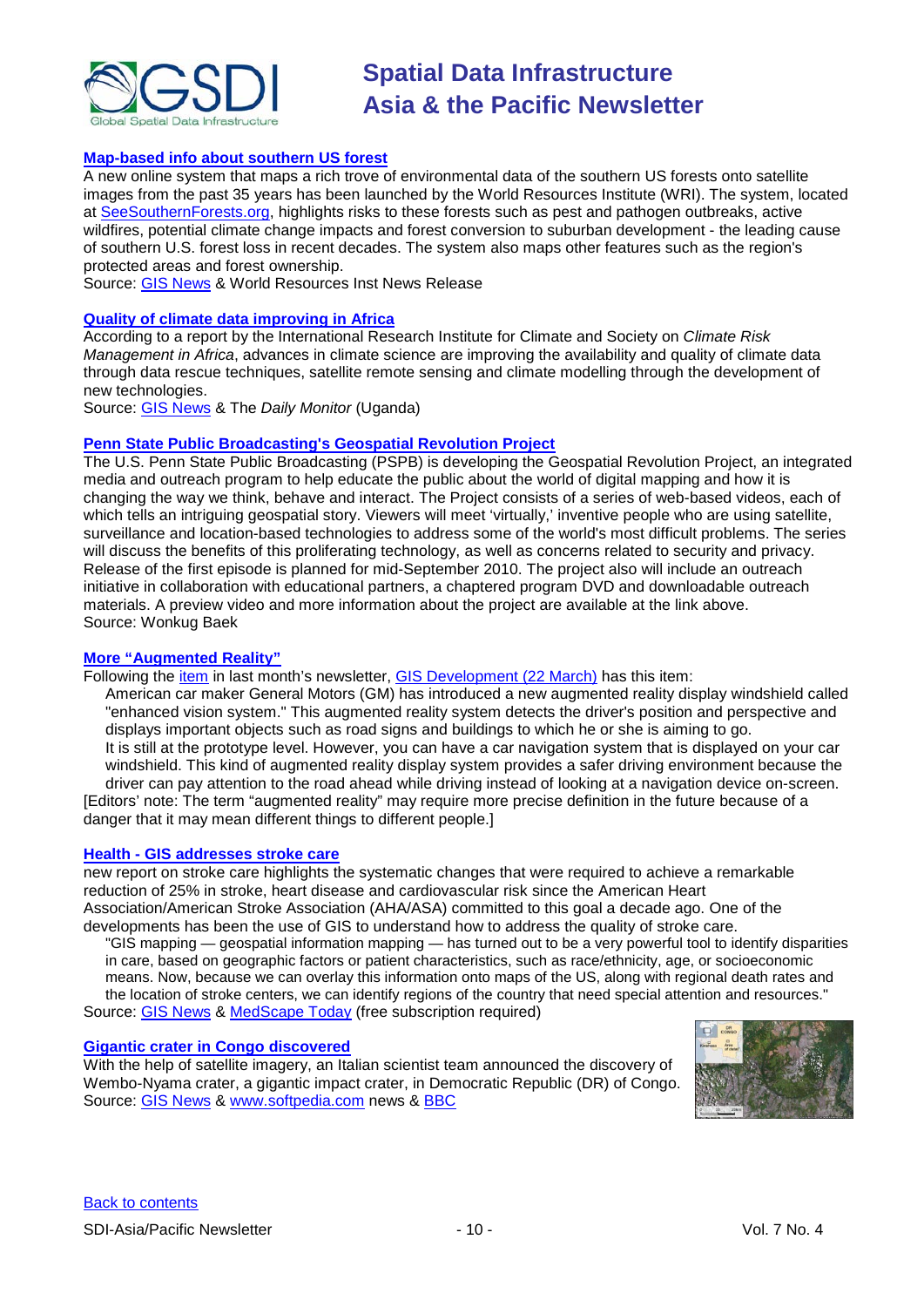### Map-based info about southern US forest

A new online system that maps a rich trove of environmental data of the southern US forests onto satellite images from the past 35 years has been launched by the World Resources Institute (WRI). The system, located at SeeSouthernForests.org, highlights risks to these forests such as pest and pathogen outbreaks, active wildfires, potential climate change impacts and forest conversion to suburban development - the leading cause of southern U.S. forest loss in recent decades. The system also maps other features such as the region's protected areas and forest ownership.
Source: GIS News & World Resources Inst News Release

### Quality of climate data improving in Africa

According to a report by the International Research Institute for Climate and Society on *Climate Risk Management in Africa*, advances in climate science are improving the availability and quality of climate data through data rescue techniques, satellite remote sensing and climate modelling through the development of new technologies.
Source: GIS News & The *Daily Monitor* (Uganda)

### Penn State Public Broadcasting's Geospatial Revolution Project

The U.S. Penn State Public Broadcasting (PSPB) is developing the Geospatial Revolution Project, an integrated media and outreach program to help educate the public about the world of digital mapping and how it is changing the way we think, behave and interact. The Project consists of a series of web-based videos, each of which tells an intriguing geospatial story. Viewers will meet 'virtually,' inventive people who are using satellite, surveillance and location-based technologies to address some of the world's most difficult problems. The series will discuss the benefits of this proliferating technology, as well as concerns related to security and privacy. Release of the first episode is planned for mid-September 2010. The project also will include an outreach initiative in collaboration with educational partners, a chaptered program DVD and downloadable outreach materials. A preview video and more information about the project are available at the link above.
Source: Wonkug Baek

### More "Augmented Reality"

Following the item in last month's newsletter, GIS Development (22 March) has this item:

> American car maker General Motors (GM) has introduced a new augmented reality display windshield called "enhanced vision system." This augmented reality system detects the driver's position and perspective and displays important objects such as road signs and buildings to which he or she is aiming to go.
> It is still at the prototype level. However, you can have a car navigation system that is displayed on your car windshield. This kind of augmented reality display system provides a safer driving environment because the driver can pay attention to the road ahead while driving instead of looking at a navigation device on-screen.

[Editors' note: The term "augmented reality" may require more precise definition in the future because of a danger that it may mean different things to different people.]

### Health - GIS addresses stroke care

new report on stroke care highlights the systematic changes that were required to achieve a remarkable reduction of 25% in stroke, heart disease and cardiovascular risk since the American Heart Association/American Stroke Association (AHA/ASA) committed to this goal a decade ago. One of the developments has been the use of GIS to understand how to address the quality of stroke care.

> "GIS mapping — geospatial information mapping — has turned out to be a very powerful tool to identify disparities in care, based on geographic factors or patient characteristics, such as race/ethnicity, age, or socioeconomic means. Now, because we can overlay this information onto maps of the US, along with regional death rates and the location of stroke centers, we can identify regions of the country that need special attention and resources."

Source: GIS News & MedScape Today (free subscription required)

### Gigantic crater in Congo discovered

With the help of satellite imagery, an Italian scientist team announced the discovery of Wembo-Nyama crater, a gigantic impact crater, in Democratic Republic (DR) of Congo.
Source: GIS News & www.softpedia.com news & BBC

Back to contents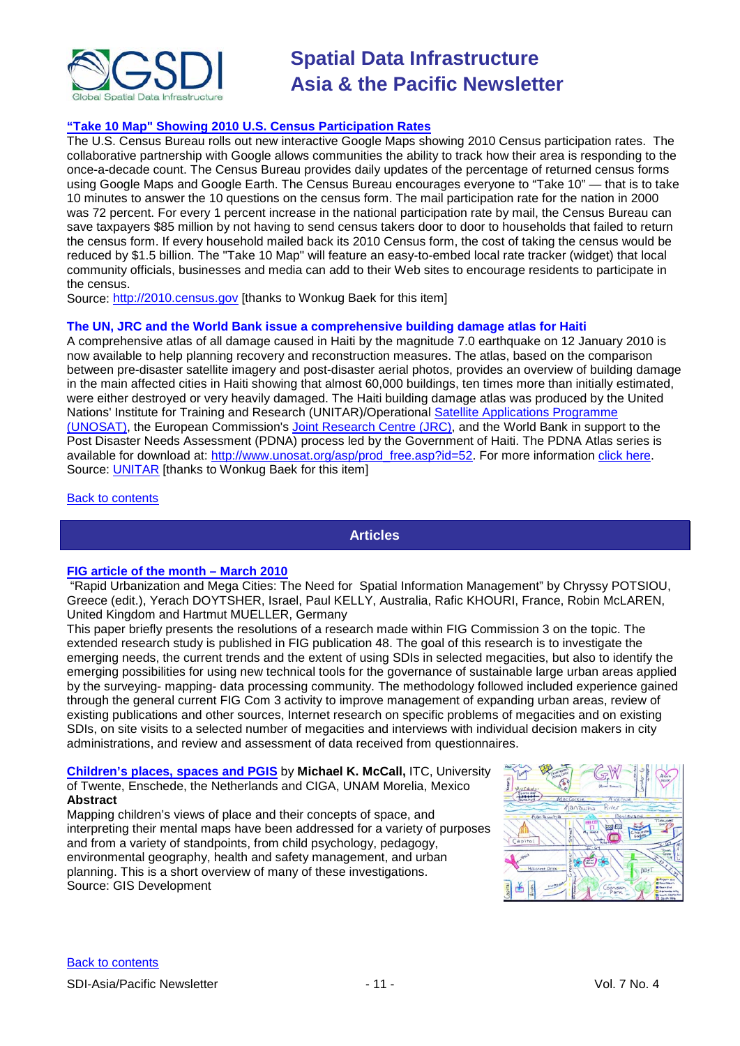### "Take 10 Map" Showing 2010 U.S. Census Participation Rates

The U.S. Census Bureau rolls out new interactive Google Maps showing 2010 Census participation rates. The collaborative partnership with Google allows communities the ability to track how their area is responding to the once-a-decade count. The Census Bureau provides daily updates of the percentage of returned census forms using Google Maps and Google Earth. The Census Bureau encourages everyone to "Take 10" — that is to take 10 minutes to answer the 10 questions on the census form. The mail participation rate for the nation in 2000 was 72 percent. For every 1 percent increase in the national participation rate by mail, the Census Bureau can save taxpayers $85 million by not having to send census takers door to door to households that failed to return the census form. If every household mailed back its 2010 Census form, the cost of taking the census would be reduced by $1.5 billion. The "Take 10 Map" will feature an easy-to-embed local rate tracker (widget) that local community officials, businesses and media can add to their Web sites to encourage residents to participate in the census.

Source: http://2010.census.gov [thanks to Wonkug Baek for this item]

### The UN, JRC and the World Bank issue a comprehensive building damage atlas for Haiti

A comprehensive atlas of all damage caused in Haiti by the magnitude 7.0 earthquake on 12 January 2010 is now available to help planning recovery and reconstruction measures. The atlas, based on the comparison between pre-disaster satellite imagery and post-disaster aerial photos, provides an overview of building damage in the main affected cities in Haiti showing that almost 60,000 buildings, ten times more than initially estimated, were either destroyed or very heavily damaged. The Haiti building damage atlas was produced by the United Nations' Institute for Training and Research (UNITAR)/Operational Satellite Applications Programme (UNOSAT), the European Commission's Joint Research Centre (JRC), and the World Bank in support to the Post Disaster Needs Assessment (PDNA) process led by the Government of Haiti. The PDNA Atlas series is available for download at: http://www.unosat.org/asp/prod_free.asp?id=52. For more information click here.

Source: UNITAR [thanks to Wonkug Baek for this item]

Back to contents

## Articles

### FIG article of the month – March 2010

"Rapid Urbanization and Mega Cities: The Need for Spatial Information Management" by Chryssy POTSIOU, Greece (edit.), Yerach DOYTSHER, Israel, Paul KELLY, Australia, Rafic KHOURI, France, Robin McLAREN, United Kingdom and Hartmut MUELLER, Germany

This paper briefly presents the resolutions of a research made within FIG Commission 3 on the topic. The extended research study is published in FIG publication 48. The goal of this research is to investigate the emerging needs, the current trends and the extent of using SDIs in selected megacities, but also to identify the emerging possibilities for using new technical tools for the governance of sustainable large urban areas applied by the surveying- mapping- data processing community. The methodology followed included experience gained through the general current FIG Com 3 activity to improve management of expanding urban areas, review of existing publications and other sources, Internet research on specific problems of megacities and on existing SDIs, on site visits to a selected number of megacities and interviews with individual decision makers in city administrations, and review and assessment of data received from questionnaires.

### Children's places, spaces and PGIS

**Children's places, spaces and PGIS** by **Michael K. McCall,** ITC, University of Twente, Enschede, the Netherlands and CIGA, UNAM Morelia, Mexico

**Abstract**

Mapping children's views of place and their concepts of space, and interpreting their mental maps have been addressed for a variety of purposes and from a variety of standpoints, from child psychology, pedagogy, environmental geography, health and safety management, and urban planning. This is a short overview of many of these investigations.

Source: GIS Development

Back to contents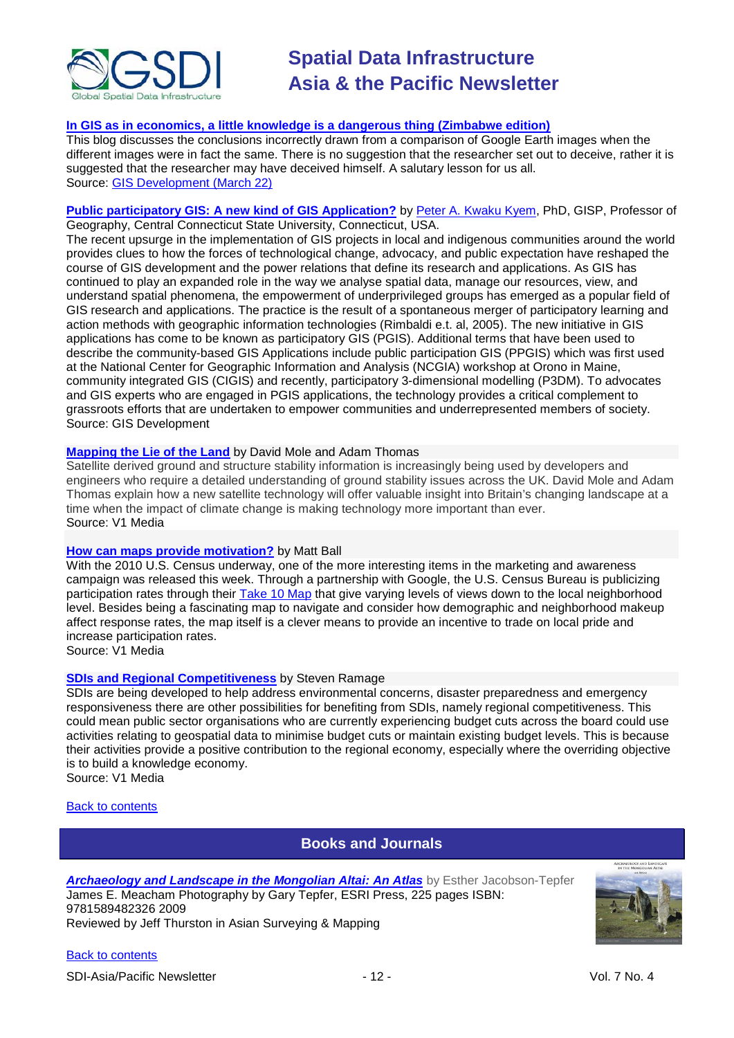**In GIS as in economics, a little knowledge is a dangerous thing (Zimbabwe edition)**
This blog discusses the conclusions incorrectly drawn from a comparison of Google Earth images when the different images were in fact the same. There is no suggestion that the researcher set out to deceive, rather it is suggested that the researcher may have deceived himself. A salutary lesson for us all.
Source: GIS Development (March 22)

**Public participatory GIS: A new kind of GIS Application?** by Peter A. Kwaku Kyem, PhD, GISP, Professor of Geography, Central Connecticut State University, Connecticut, USA.
The recent upsurge in the implementation of GIS projects in local and indigenous communities around the world provides clues to how the forces of technological change, advocacy, and public expectation have reshaped the course of GIS development and the power relations that define its research and applications. As GIS has continued to play an expanded role in the way we analyse spatial data, manage our resources, view, and understand spatial phenomena, the empowerment of underprivileged groups has emerged as a popular field of GIS research and applications. The practice is the result of a spontaneous merger of participatory learning and action methods with geographic information technologies (Rimbaldi e.t. al, 2005). The new initiative in GIS applications has come to be known as participatory GIS (PGIS). Additional terms that have been used to describe the community-based GIS Applications include public participation GIS (PPGIS) which was first used at the National Center for Geographic Information and Analysis (NCGIA) workshop at Orono in Maine, community integrated GIS (CIGIS) and recently, participatory 3-dimensional modelling (P3DM). To advocates and GIS experts who are engaged in PGIS applications, the technology provides a critical complement to grassroots efforts that are undertaken to empower communities and underrepresented members of society.
Source: GIS Development

**Mapping the Lie of the Land** by David Mole and Adam Thomas
Satellite derived ground and structure stability information is increasingly being used by developers and engineers who require a detailed understanding of ground stability issues across the UK. David Mole and Adam Thomas explain how a new satellite technology will offer valuable insight into Britain's changing landscape at a time when the impact of climate change is making technology more important than ever.
Source: V1 Media

**How can maps provide motivation?** by Matt Ball
With the 2010 U.S. Census underway, one of the more interesting items in the marketing and awareness campaign was released this week. Through a partnership with Google, the U.S. Census Bureau is publicizing participation rates through their Take 10 Map that give varying levels of views down to the local neighborhood level. Besides being a fascinating map to navigate and consider how demographic and neighborhood makeup affect response rates, the map itself is a clever means to provide an incentive to trade on local pride and increase participation rates.
Source: V1 Media

**SDIs and Regional Competitiveness** by Steven Ramage
SDIs are being developed to help address environmental concerns, disaster preparedness and emergency responsiveness there are other possibilities for benefiting from SDIs, namely regional competitiveness. This could mean public sector organisations who are currently experiencing budget cuts across the board could use activities relating to geospatial data to minimise budget cuts or maintain existing budget levels. This is because their activities provide a positive contribution to the regional economy, especially where the overriding objective is to build a knowledge economy.
Source: V1 Media

Back to contents

## Books and Journals

***Archaeology and Landscape in the Mongolian Altai: An Atlas*** by Esther Jacobson-Tepfer James E. Meacham Photography by Gary Tepfer, ESRI Press, 225 pages ISBN: 9781589482326 2009
Reviewed by Jeff Thurston in Asian Surveying & Mapping

Back to contents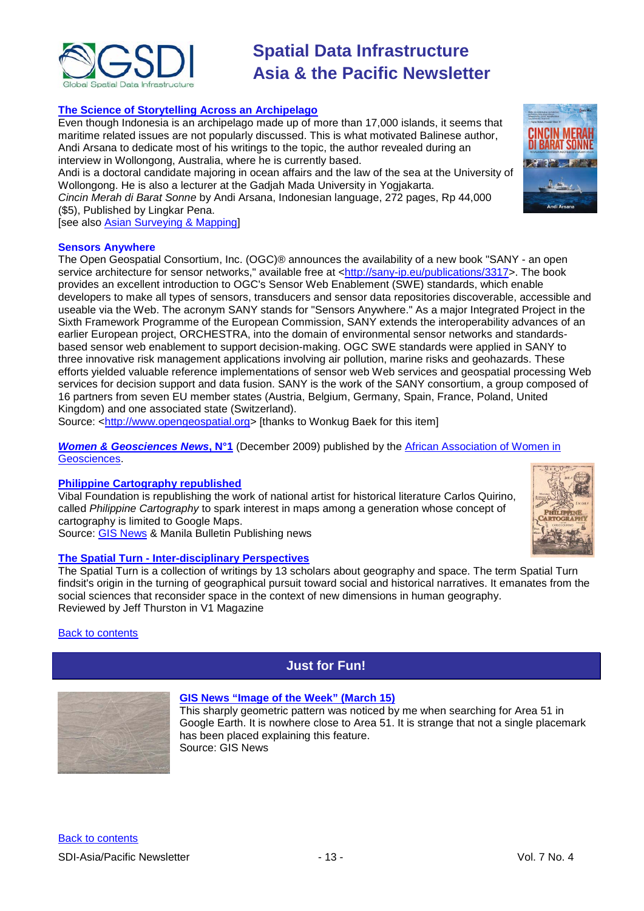**[The Science of Storytelling Across an Archipelago](#)**

Even though Indonesia is an archipelago made up of more than 17,000 islands, it seems that maritime related issues are not popularly discussed. This is what motivated Balinese author, Andi Arsana to dedicate most of his writings to the topic, the author revealed during an interview in Wollongong, Australia, where he is currently based.

Andi is a doctoral candidate majoring in ocean affairs and the law of the sea at the University of Wollongong. He is also a lecturer at the Gadjah Mada University in Yogjakarta.

*Cincin Merah di Barat Sonne* by Andi Arsana, Indonesian language, 272 pages, Rp 44,000 ($5), Published by Lingkar Pena.

[see also Asian Surveying & Mapping]

**Sensors Anywhere**

The Open Geospatial Consortium, Inc. (OGC)® announces the availability of a new book "SANY - an open service architecture for sensor networks," available free at <http://sany-ip.eu/publications/3317>. The book provides an excellent introduction to OGC's Sensor Web Enablement (SWE) standards, which enable developers to make all types of sensors, transducers and sensor data repositories discoverable, accessible and useable via the Web. The acronym SANY stands for "Sensors Anywhere." As a major Integrated Project in the Sixth Framework Programme of the European Commission, SANY extends the interoperability advances of an earlier European project, ORCHESTRA, into the domain of environmental sensor networks and standards-based sensor web enablement to support decision-making. OGC SWE standards were applied in SANY to three innovative risk management applications involving air pollution, marine risks and geohazards. These efforts yielded valuable reference implementations of sensor web Web services and geospatial processing Web services for decision support and data fusion. SANY is the work of the SANY consortium, a group composed of 16 partners from seven EU member states (Austria, Belgium, Germany, Spain, France, Poland, United Kingdom) and one associated state (Switzerland).

Source: <http://www.opengeospatial.org> [thanks to Wonkug Baek for this item]

***Women & Geosciences News*, N°1** (December 2009) published by the African Association of Women in Geosciences.

**Philippine Cartography republished**

Vibal Foundation is republishing the work of national artist for historical literature Carlos Quirino, called *Philippine Cartography* to spark interest in maps among a generation whose concept of cartography is limited to Google Maps.

Source: GIS News & Manila Bulletin Publishing news

**The Spatial Turn - Inter-disciplinary Perspectives**

The Spatial Turn is a collection of writings by 13 scholars about geography and space. The term Spatial Turn findsit's origin in the turning of geographical pursuit toward social and historical narratives. It emanates from the social sciences that reconsider space in the context of new dimensions in human geography.

Reviewed by Jeff Thurston in V1 Magazine

Back to contents

## Just for Fun!

**GIS News "Image of the Week" (March 15)**

This sharply geometric pattern was noticed by me when searching for Area 51 in Google Earth. It is nowhere close to Area 51. It is strange that not a single placemark has been placed explaining this feature.

Source: GIS News

Back to contents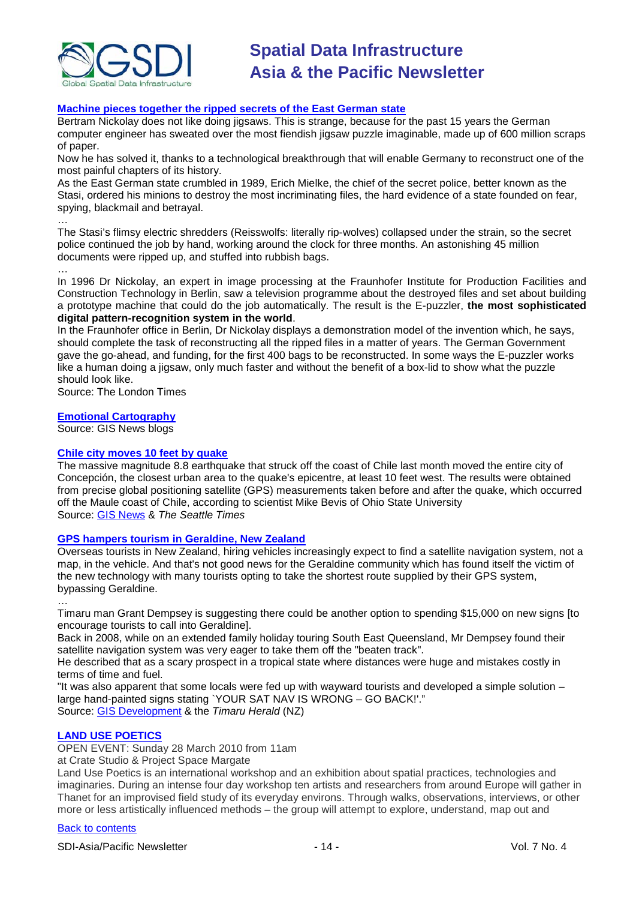### [Machine pieces together the ripped secrets of the East German state](#)

Bertram Nickolay does not like doing jigsaws. This is strange, because for the past 15 years the German computer engineer has sweated over the most fiendish jigsaw puzzle imaginable, made up of 600 million scraps of paper.

Now he has solved it, thanks to a technological breakthrough that will enable Germany to reconstruct one of the most painful chapters of its history.

As the East German state crumbled in 1989, Erich Mielke, the chief of the secret police, better known as the Stasi, ordered his minions to destroy the most incriminating files, the hard evidence of a state founded on fear, spying, blackmail and betrayal.

…

The Stasi's flimsy electric shredders (Reisswolfs: literally rip-wolves) collapsed under the strain, so the secret police continued the job by hand, working around the clock for three months. An astonishing 45 million documents were ripped up, and stuffed into rubbish bags.

…

In 1996 Dr Nickolay, an expert in image processing at the Fraunhofer Institute for Production Facilities and Construction Technology in Berlin, saw a television programme about the destroyed files and set about building a prototype machine that could do the job automatically. The result is the E-puzzler, **the most sophisticated digital pattern-recognition system in the world**.

In the Fraunhofer office in Berlin, Dr Nickolay displays a demonstration model of the invention which, he says, should complete the task of reconstructing all the ripped files in a matter of years. The German Government gave the go-ahead, and funding, for the first 400 bags to be reconstructed. In some ways the E-puzzler works like a human doing a jigsaw, only much faster and without the benefit of a box-lid to show what the puzzle should look like.

Source: The London Times

### [Emotional Cartography](#)

Source: GIS News blogs

### [Chile city moves 10 feet by quake](#)

The massive magnitude 8.8 earthquake that struck off the coast of Chile last month moved the entire city of Concepción, the closest urban area to the quake's epicentre, at least 10 feet west. The results were obtained from precise global positioning satellite (GPS) measurements taken before and after the quake, which occurred off the Maule coast of Chile, according to scientist Mike Bevis of Ohio State University

Source: [GIS News](#) & *The Seattle Times*

### [GPS hampers tourism in Geraldine, New Zealand](#)

Overseas tourists in New Zealand, hiring vehicles increasingly expect to find a satellite navigation system, not a map, in the vehicle. And that's not good news for the Geraldine community which has found itself the victim of the new technology with many tourists opting to take the shortest route supplied by their GPS system, bypassing Geraldine.

…

Timaru man Grant Dempsey is suggesting there could be another option to spending $15,000 on new signs [to encourage tourists to call into Geraldine].

Back in 2008, while on an extended family holiday touring South East Queensland, Mr Dempsey found their satellite navigation system was very eager to take them off the "beaten track".

He described that as a scary prospect in a tropical state where distances were huge and mistakes costly in terms of time and fuel.

"It was also apparent that some locals were fed up with wayward tourists and developed a simple solution – large hand-painted signs stating `YOUR SAT NAV IS WRONG – GO BACK!'."

Source: [GIS Development](#) & the *Timaru Herald* (NZ)

### [LAND USE POETICS](#)

OPEN EVENT: Sunday 28 March 2010 from 11am

at Crate Studio & Project Space Margate

Land Use Poetics is an international workshop and an exhibition about spatial practices, technologies and imaginaries. During an intense four day workshop ten artists and researchers from around Europe will gather in Thanet for an improvised field study of its everyday environs. Through walks, observations, interviews, or other more or less artistically influenced methods – the group will attempt to explore, understand, map out and

[Back to contents](#)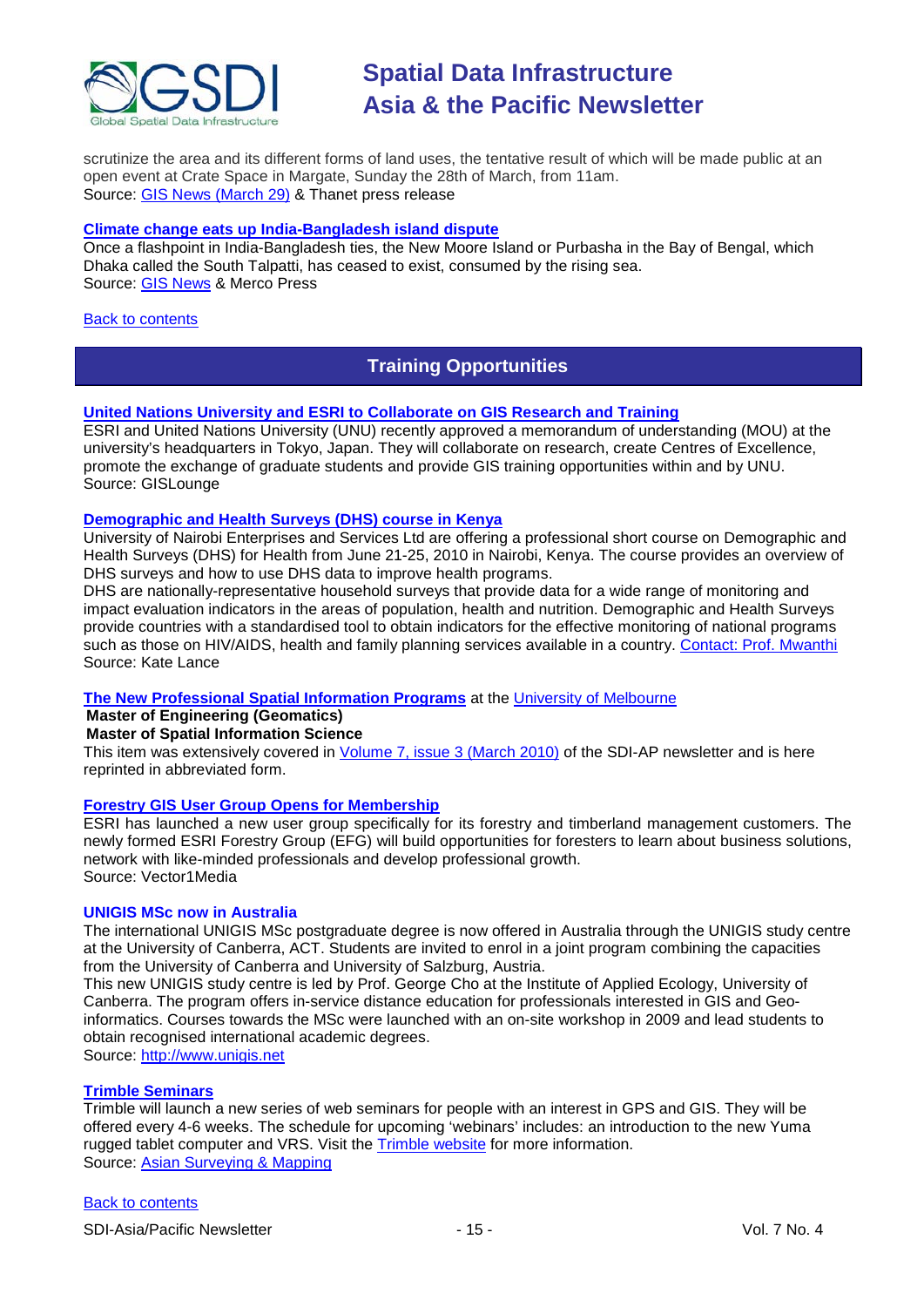scrutinize the area and its different forms of land uses, the tentative result of which will be made public at an open event at Crate Space in Margate, Sunday the 28th of March, from 11am.
Source: GIS News (March 29) & Thanet press release

**Climate change eats up India-Bangladesh island dispute**
Once a flashpoint in India-Bangladesh ties, the New Moore Island or Purbasha in the Bay of Bengal, which Dhaka called the South Talpatti, has ceased to exist, consumed by the rising sea.
Source: GIS News & Merco Press

Back to contents

## Training Opportunities

**United Nations University and ESRI to Collaborate on GIS Research and Training**
ESRI and United Nations University (UNU) recently approved a memorandum of understanding (MOU) at the university's headquarters in Tokyo, Japan. They will collaborate on research, create Centres of Excellence, promote the exchange of graduate students and provide GIS training opportunities within and by UNU.
Source: GISLounge

**Demographic and Health Surveys (DHS) course in Kenya**
University of Nairobi Enterprises and Services Ltd are offering a professional short course on Demographic and Health Surveys (DHS) for Health from June 21-25, 2010 in Nairobi, Kenya. The course provides an overview of DHS surveys and how to use DHS data to improve health programs.
DHS are nationally-representative household surveys that provide data for a wide range of monitoring and impact evaluation indicators in the areas of population, health and nutrition. Demographic and Health Surveys provide countries with a standardised tool to obtain indicators for the effective monitoring of national programs such as those on HIV/AIDS, health and family planning services available in a country. Contact: Prof. Mwanthi
Source: Kate Lance

**The New Professional Spatial Information Programs** at the University of Melbourne
**Master of Engineering (Geomatics)**
**Master of Spatial Information Science**
This item was extensively covered in Volume 7, issue 3 (March 2010) of the SDI-AP newsletter and is here reprinted in abbreviated form.

**Forestry GIS User Group Opens for Membership**
ESRI has launched a new user group specifically for its forestry and timberland management customers. The newly formed ESRI Forestry Group (EFG) will build opportunities for foresters to learn about business solutions, network with like-minded professionals and develop professional growth.
Source: Vector1Media

**UNIGIS MSc now in Australia**
The international UNIGIS MSc postgraduate degree is now offered in Australia through the UNIGIS study centre at the University of Canberra, ACT. Students are invited to enrol in a joint program combining the capacities from the University of Canberra and University of Salzburg, Austria.
This new UNIGIS study centre is led by Prof. George Cho at the Institute of Applied Ecology, University of Canberra. The program offers in-service distance education for professionals interested in GIS and Geo-informatics. Courses towards the MSc were launched with an on-site workshop in 2009 and lead students to obtain recognised international academic degrees.
Source: http://www.unigis.net

**Trimble Seminars**
Trimble will launch a new series of web seminars for people with an interest in GPS and GIS. They will be offered every 4-6 weeks. The schedule for upcoming 'webinars' includes: an introduction to the new Yuma rugged tablet computer and VRS. Visit the Trimble website for more information.
Source: Asian Surveying & Mapping

Back to contents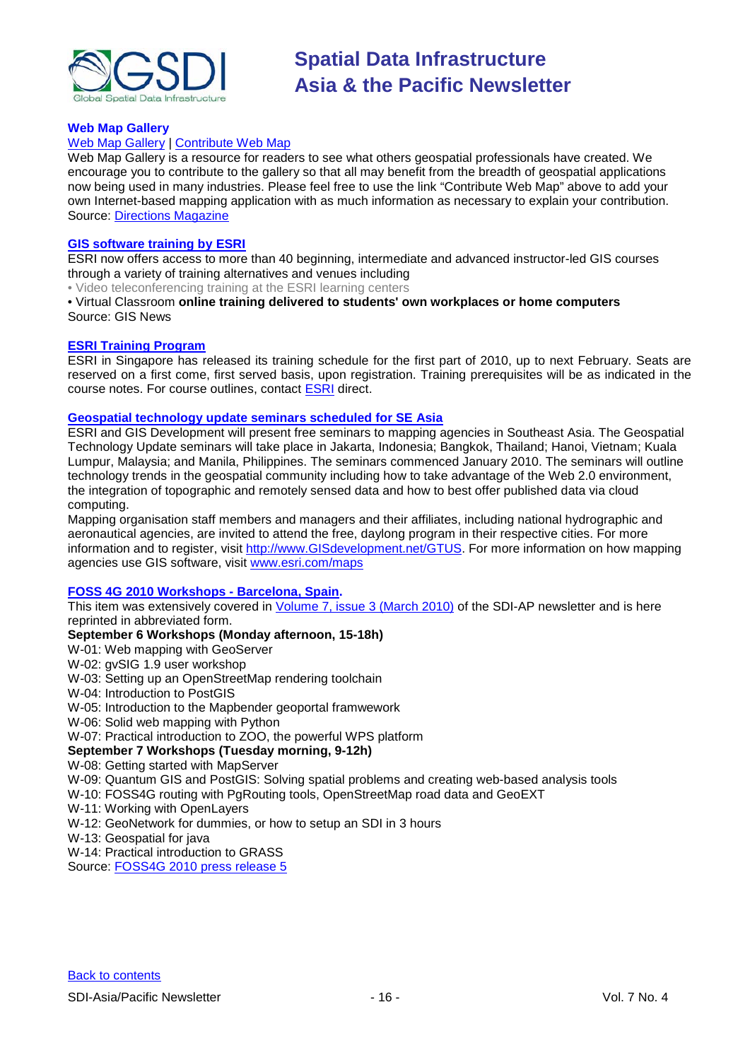### Web Map Gallery

Web Map Gallery | Contribute Web Map

Web Map Gallery is a resource for readers to see what others geospatial professionals have created. We encourage you to contribute to the gallery so that all may benefit from the breadth of geospatial applications now being used in many industries. Please feel free to use the link "Contribute Web Map" above to add your own Internet-based mapping application with as much information as necessary to explain your contribution. Source: Directions Magazine

### GIS software training by ESRI

ESRI now offers access to more than 40 beginning, intermediate and advanced instructor-led GIS courses through a variety of training alternatives and venues including

• Video teleconferencing training at the ESRI learning centers

• Virtual Classroom **online training delivered to students' own workplaces or home computers**

Source: GIS News

### ESRI Training Program

ESRI in Singapore has released its training schedule for the first part of 2010, up to next February. Seats are reserved on a first come, first served basis, upon registration. Training prerequisites will be as indicated in the course notes. For course outlines, contact ESRI direct.

### Geospatial technology update seminars scheduled for SE Asia

ESRI and GIS Development will present free seminars to mapping agencies in Southeast Asia. The Geospatial Technology Update seminars will take place in Jakarta, Indonesia; Bangkok, Thailand; Hanoi, Vietnam; Kuala Lumpur, Malaysia; and Manila, Philippines. The seminars commenced January 2010. The seminars will outline technology trends in the geospatial community including how to take advantage of the Web 2.0 environment, the integration of topographic and remotely sensed data and how to best offer published data via cloud computing.

Mapping organisation staff members and managers and their affiliates, including national hydrographic and aeronautical agencies, are invited to attend the free, daylong program in their respective cities. For more information and to register, visit http://www.GISdevelopment.net/GTUS. For more information on how mapping agencies use GIS software, visit www.esri.com/maps

### FOSS 4G 2010 Workshops - Barcelona, Spain.

This item was extensively covered in Volume 7, issue 3 (March 2010) of the SDI-AP newsletter and is here reprinted in abbreviated form.

**September 6 Workshops (Monday afternoon, 15-18h)**

W-01: Web mapping with GeoServer
W-02: gvSIG 1.9 user workshop
W-03: Setting up an OpenStreetMap rendering toolchain
W-04: Introduction to PostGIS
W-05: Introduction to the Mapbender geoportal framwework
W-06: Solid web mapping with Python
W-07: Practical introduction to ZOO, the powerful WPS platform

**September 7 Workshops (Tuesday morning, 9-12h)**

W-08: Getting started with MapServer
W-09: Quantum GIS and PostGIS: Solving spatial problems and creating web-based analysis tools
W-10: FOSS4G routing with PgRouting tools, OpenStreetMap road data and GeoEXT
W-11: Working with OpenLayers
W-12: GeoNetwork for dummies, or how to setup an SDI in 3 hours
W-13: Geospatial for java
W-14: Practical introduction to GRASS

Source: FOSS4G 2010 press release 5

Back to contents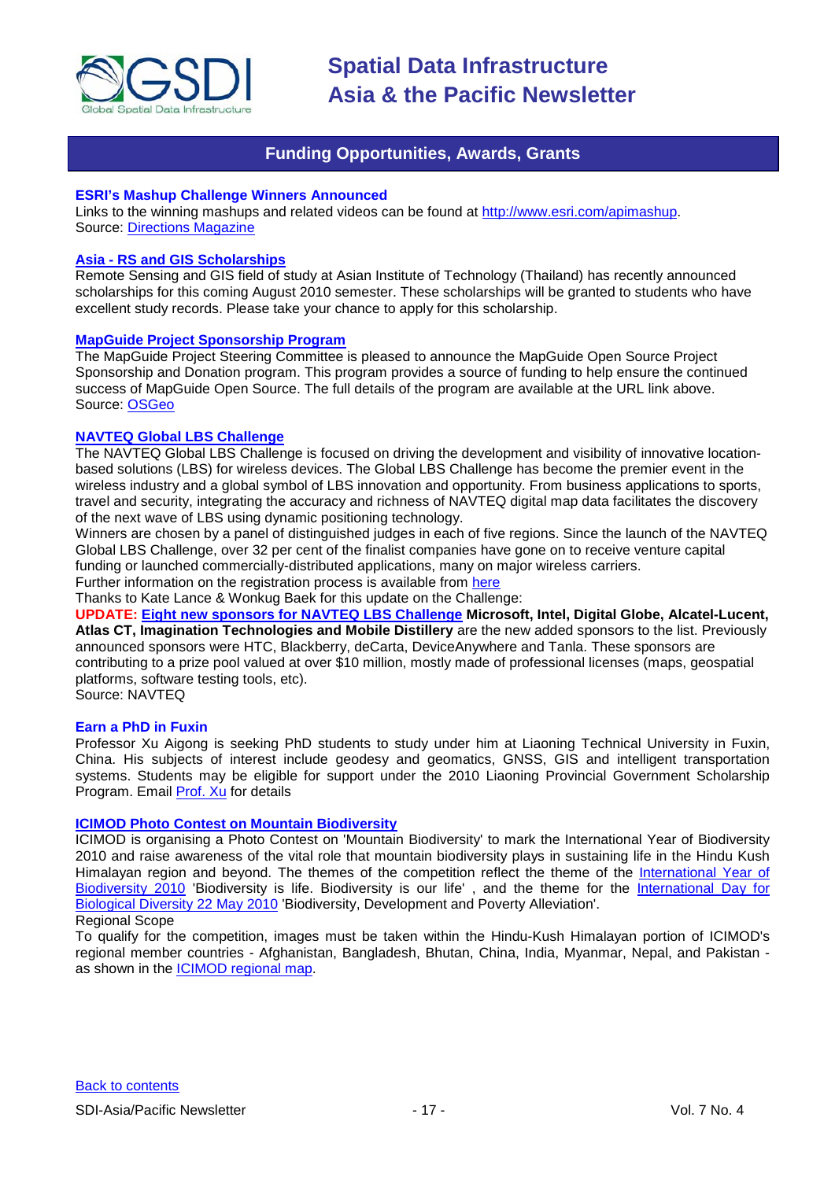## Funding Opportunities, Awards, Grants

### ESRI's Mashup Challenge Winners Announced

Links to the winning mashups and related videos can be found at http://www.esri.com/apimashup.
Source: Directions Magazine

### Asia - RS and GIS Scholarships

Remote Sensing and GIS field of study at Asian Institute of Technology (Thailand) has recently announced scholarships for this coming August 2010 semester. These scholarships will be granted to students who have excellent study records. Please take your chance to apply for this scholarship.

### MapGuide Project Sponsorship Program

The MapGuide Project Steering Committee is pleased to announce the MapGuide Open Source Project Sponsorship and Donation program. This program provides a source of funding to help ensure the continued success of MapGuide Open Source. The full details of the program are available at the URL link above.
Source: OSGeo

### NAVTEQ Global LBS Challenge

The NAVTEQ Global LBS Challenge is focused on driving the development and visibility of innovative location-based solutions (LBS) for wireless devices. The Global LBS Challenge has become the premier event in the wireless industry and a global symbol of LBS innovation and opportunity. From business applications to sports, travel and security, integrating the accuracy and richness of NAVTEQ digital map data facilitates the discovery of the next wave of LBS using dynamic positioning technology.
Winners are chosen by a panel of distinguished judges in each of five regions. Since the launch of the NAVTEQ Global LBS Challenge, over 32 per cent of the finalist companies have gone on to receive venture capital funding or launched commercially-distributed applications, many on major wireless carriers.
Further information on the registration process is available from here
Thanks to Kate Lance & Wonkug Baek for this update on the Challenge:
**UPDATE: Eight new sponsors for NAVTEQ LBS Challenge Microsoft, Intel, Digital Globe, Alcatel-Lucent, Atlas CT, Imagination Technologies and Mobile Distillery** are the new added sponsors to the list. Previously announced sponsors were HTC, Blackberry, deCarta, DeviceAnywhere and Tanla. These sponsors are contributing to a prize pool valued at over $10 million, mostly made of professional licenses (maps, geospatial platforms, software testing tools, etc).
Source: NAVTEQ

### Earn a PhD in Fuxin

Professor Xu Aigong is seeking PhD students to study under him at Liaoning Technical University in Fuxin, China. His subjects of interest include geodesy and geomatics, GNSS, GIS and intelligent transportation systems. Students may be eligible for support under the 2010 Liaoning Provincial Government Scholarship Program. Email Prof. Xu for details

### ICIMOD Photo Contest on Mountain Biodiversity

ICIMOD is organising a Photo Contest on 'Mountain Biodiversity' to mark the International Year of Biodiversity 2010 and raise awareness of the vital role that mountain biodiversity plays in sustaining life in the Hindu Kush Himalayan region and beyond. The themes of the competition reflect the theme of the International Year of Biodiversity 2010 'Biodiversity is life. Biodiversity is our life' , and the theme for the International Day for Biological Diversity 22 May 2010 'Biodiversity, Development and Poverty Alleviation'.
Regional Scope
To qualify for the competition, images must be taken within the Hindu-Kush Himalayan portion of ICIMOD's regional member countries - Afghanistan, Bangladesh, Bhutan, China, India, Myanmar, Nepal, and Pakistan - as shown in the ICIMOD regional map.

Back to contents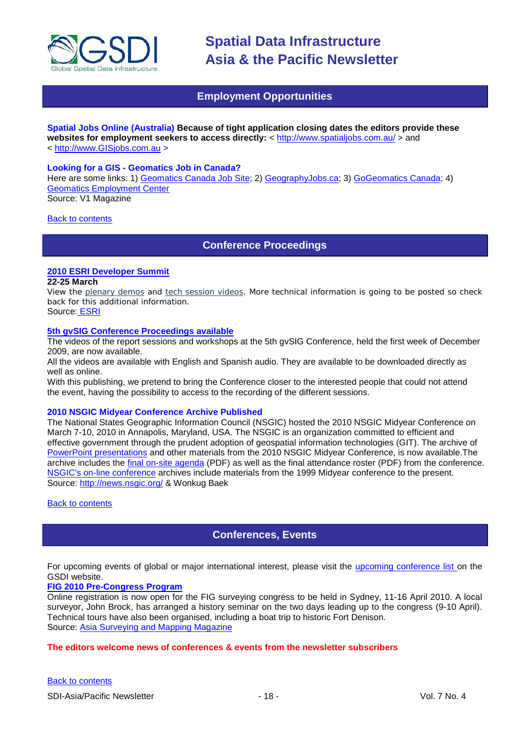## Employment Opportunities

**Spatial Jobs Online (Australia)** **Because of tight application closing dates the editors provide these websites for employment seekers to access directly:** < http://www.spatialjobs.com.au/ > and < http://www.GISjobs.com.au >

**Looking for a GIS - Geomatics Job in Canada?**
Here are some links: 1) Geomatics Canada Job Site; 2) GeographyJobs.ca; 3) GoGeomatics Canada; 4) Geomatics Employment Center
Source: V1 Magazine

Back to contents

## Conference Proceedings

**2010 ESRI Developer Summit**
**22-25 March**
View the plenary demos and tech session videos. More technical information is going to be posted so check back for this additional information.
Source: ESRI

**5th gvSIG Conference Proceedings available**
The videos of the report sessions and workshops at the 5th gvSIG Conference, held the first week of December 2009, are now available.
All the videos are available with English and Spanish audio. They are available to be downloaded directly as well as online.
With this publishing, we pretend to bring the Conference closer to the interested people that could not attend the event, having the possibility to access to the recording of the different sessions.

**2010 NSGIC Midyear Conference Archive Published**
The National States Geographic Information Council (NSGIC) hosted the 2010 NSGIC Midyear Conference on March 7-10, 2010 in Annapolis, Maryland, USA. The NSGIC is an organization committed to efficient and effective government through the prudent adoption of geospatial information technologies (GIT). The archive of PowerPoint presentations and other materials from the 2010 NSGIC Midyear Conference, is now available.The archive includes the final on-site agenda (PDF) as well as the final attendance roster (PDF) from the conference. NSGIC's on-line conference archives include materials from the 1999 Midyear conference to the present.
Source: http://news.nsgic.org/ & Wonkug Baek

Back to contents

## Conferences, Events

For upcoming events of global or major international interest, please visit the upcoming conference list on the GSDI website.

**FIG 2010 Pre-Congress Program**
Online registration is now open for the FIG surveying congress to be held in Sydney, 11-16 April 2010. A local surveyor, John Brock, has arranged a history seminar on the two days leading up to the congress (9-10 April). Technical tours have also been organised, including a boat trip to historic Fort Denison.
Source: Asia Surveying and Mapping Magazine

**The editors welcome news of conferences & events from the newsletter subscribers**

Back to contents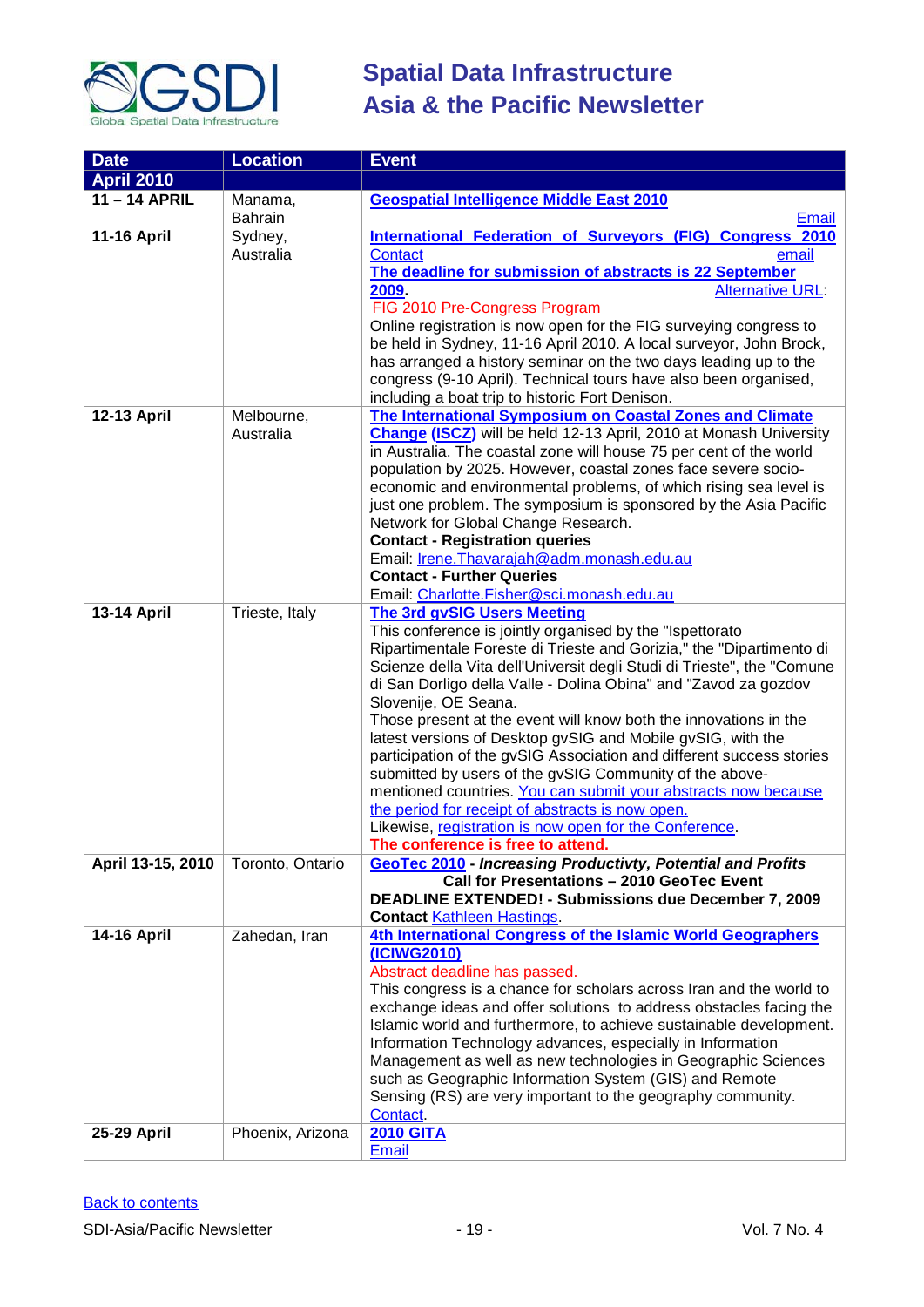| Date | Location | Event |
|---|---|---|
| **April 2010** | | |
| **11 – 14 APRIL** | Manama, Bahrain | **Geospatial Intelligence Middle East 2010** Email |
| **11-16 April** | Sydney, Australia | **International Federation of Surveyors (FIG) Congress 2010** Contact email **The deadline for submission of abstracts is 22 September 2009.** Alternative URL: FIG 2010 Pre-Congress Program Online registration is now open for the FIG surveying congress to be held in Sydney, 11-16 April 2010. A local surveyor, John Brock, has arranged a history seminar on the two days leading up to the congress (9-10 April). Technical tours have also been organised, including a boat trip to historic Fort Denison. |
| **12-13 April** | Melbourne, Australia | **The International Symposium on Coastal Zones and Climate Change (ISCZ)** will be held 12-13 April, 2010 at Monash University in Australia. The coastal zone will house 75 per cent of the world population by 2025. However, coastal zones face severe socio-economic and environmental problems, of which rising sea level is just one problem. The symposium is sponsored by the Asia Pacific Network for Global Change Research. **Contact - Registration queries** Email: Irene.Thavarajah@adm.monash.edu.au **Contact - Further Queries** Email: Charlotte.Fisher@sci.monash.edu.au |
| **13-14 April** | Trieste, Italy | **The 3rd gvSIG Users Meeting** This conference is jointly organised by the "Ispettorato Ripartimentale Foreste di Trieste and Gorizia," the "Dipartimento di Scienze della Vita dell'Universit degli Studi di Trieste", the "Comune di San Dorligo della Valle - Dolina Obina" and "Zavod za gozdov Slovenije, OE Seana. Those present at the event will know both the innovations in the latest versions of Desktop gvSIG and Mobile gvSIG, with the participation of the gvSIG Association and different success stories submitted by users of the gvSIG Community of the above-mentioned countries. You can submit your abstracts now because the period for receipt of abstracts is now open. Likewise, registration is now open for the Conference. **The conference is free to attend.** |
| **April 13-15, 2010** | Toronto, Ontario | **GeoTec 2010** - ***Increasing Productivty, Potential and Profits*** **Call for Presentations – 2010 GeoTec Event** **DEADLINE EXTENDED! - Submissions due December 7, 2009** **Contact** Kathleen Hastings. |
| **14-16 April** | Zahedan, Iran | **4th International Congress of the Islamic World Geographers (ICIWG2010)** Abstract deadline has passed. This congress is a chance for scholars across Iran and the world to exchange ideas and offer solutions to address obstacles facing the Islamic world and furthermore, to achieve sustainable development. Information Technology advances, especially in Information Management as well as new technologies in Geographic Sciences such as Geographic Information System (GIS) and Remote Sensing (RS) are very important to the geography community. Contact. |
| **25-29 April** | Phoenix, Arizona | **2010 GITA** Email |

Back to contents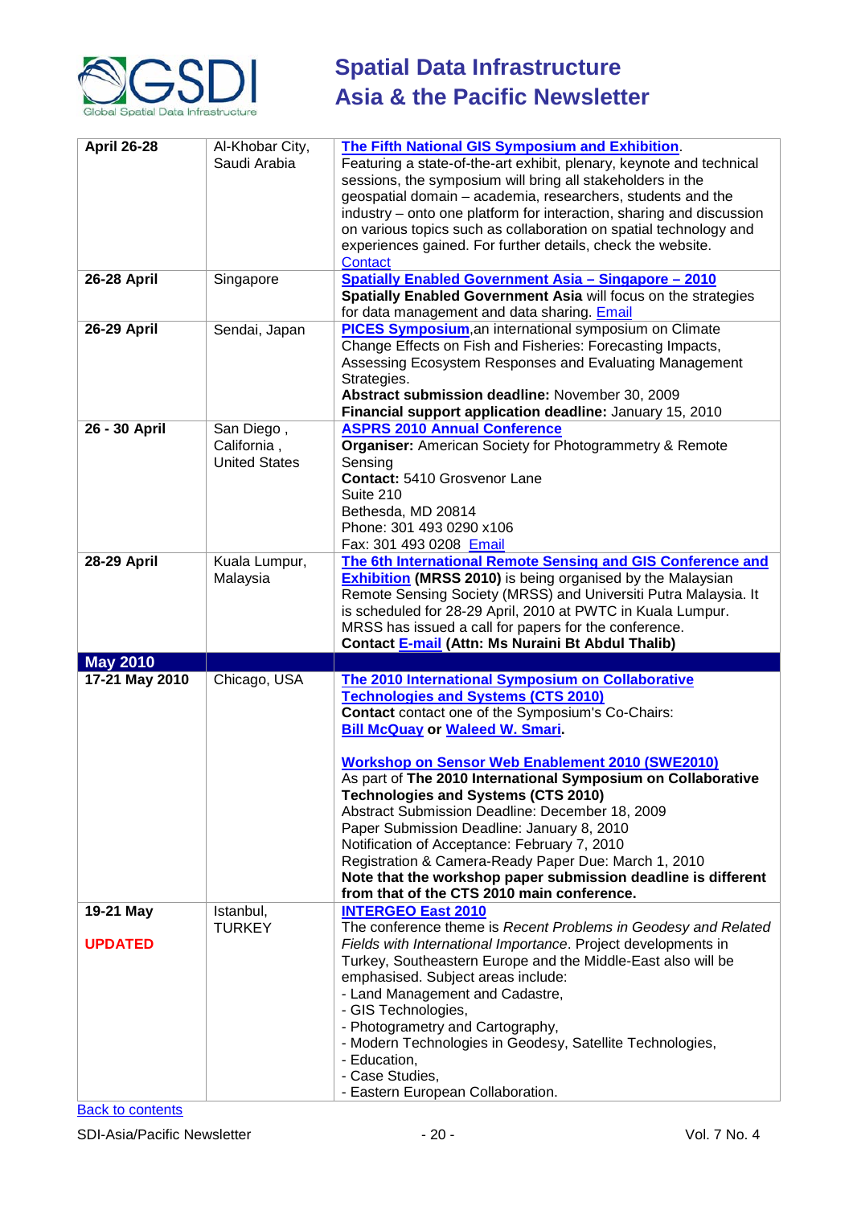| | | |
|---|---|---|
| **April 26-28** | Al-Khobar City, Saudi Arabia | **The Fifth National GIS Symposium and Exhibition**. Featuring a state-of-the-art exhibit, plenary, keynote and technical sessions, the symposium will bring all stakeholders in the geospatial domain – academia, researchers, students and the industry – onto one platform for interaction, sharing and discussion on various topics such as collaboration on spatial technology and experiences gained. For further details, check the website. Contact |
| **26-28 April** | Singapore | **Spatially Enabled Government Asia – Singapore – 2010** **Spatially Enabled Government Asia** will focus on the strategies for data management and data sharing. Email |
| **26-29 April** | Sendai, Japan | **PICES Symposium**,an international symposium on Climate Change Effects on Fish and Fisheries: Forecasting Impacts, Assessing Ecosystem Responses and Evaluating Management Strategies. **Abstract submission deadline:** November 30, 2009 **Financial support application deadline:** January 15, 2010 |
| **26 - 30 April** | San Diego , California , United States | **ASPRS 2010 Annual Conference** **Organiser:** American Society for Photogrammetry & Remote Sensing **Contact:** 5410 Grosvenor Lane Suite 210 Bethesda, MD 20814 Phone: 301 493 0290 x106 Fax: 301 493 0208 Email |
| **28-29 April** | Kuala Lumpur, Malaysia | **The 6th International Remote Sensing and GIS Conference and Exhibition** **(MRSS 2010)** is being organised by the Malaysian Remote Sensing Society (MRSS) and Universiti Putra Malaysia. It is scheduled for 28-29 April, 2010 at PWTC in Kuala Lumpur. MRSS has issued a call for papers for the conference. **Contact E-mail (Attn: Ms Nuraini Bt Abdul Thalib)** |
| **May 2010** | | |
| **17-21 May 2010** | Chicago, USA | **The 2010 International Symposium on Collaborative Technologies and Systems (CTS 2010)** **Contact** contact one of the Symposium's Co-Chairs: **Bill McQuay or Waleed W. Smari.** <br><br> **Workshop on Sensor Web Enablement 2010 (SWE2010)** As part of **The 2010 International Symposium on Collaborative Technologies and Systems (CTS 2010)** Abstract Submission Deadline: December 18, 2009 Paper Submission Deadline: January 8, 2010 Notification of Acceptance: February 7, 2010 Registration & Camera-Ready Paper Due: March 1, 2010 **Note that the workshop paper submission deadline is different from that of the CTS 2010 main conference.** |
| **19-21 May** <br><br> **UPDATED** | Istanbul, TURKEY | **INTERGEO East 2010** The conference theme is *Recent Problems in Geodesy and Related Fields with International Importance*. Project developments in Turkey, Southeastern Europe and the Middle-East also will be emphasised. Subject areas include: <br>- Land Management and Cadastre, <br>- GIS Technologies, <br>- Photogrammetry and Cartography, <br>- Modern Technologies in Geodesy, Satellite Technologies, <br>- Education, <br>- Case Studies, <br>- Eastern European Collaboration. |

Back to contents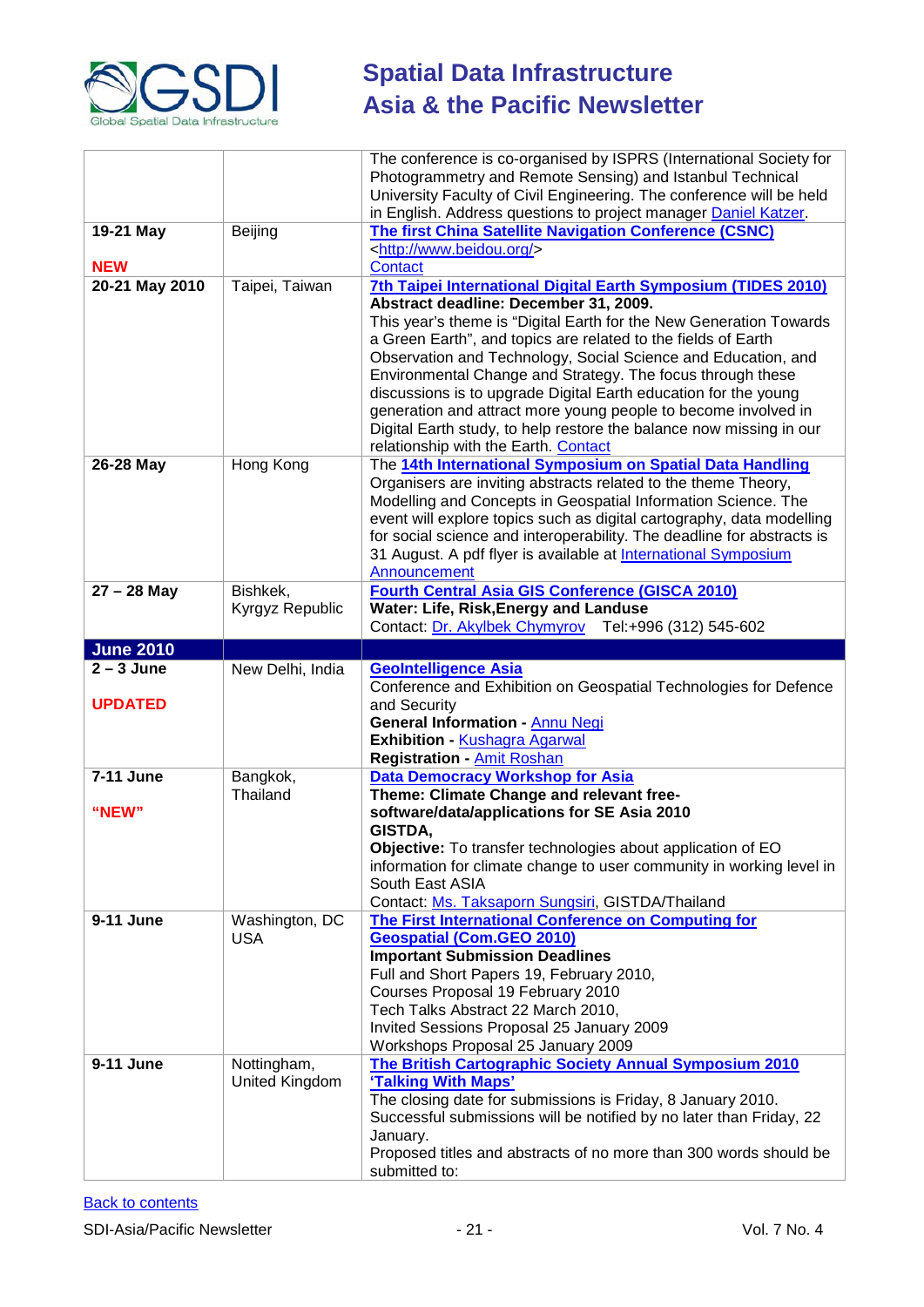| | | |
|---|---|---|
| | | The conference is co-organised by ISPRS (International Society for Photogrammetry and Remote Sensing) and Istanbul Technical University Faculty of Civil Engineering. The conference will be held in English. Address questions to project manager Daniel Katzer. |
| **19-21 May**<br><br>**NEW** | Beijing | **The first China Satellite Navigation Conference (CSNC)**<br><http://www.beidou.org/><br>Contact |
| **20-21 May 2010** | Taipei, Taiwan | **7th Taipei International Digital Earth Symposium (TIDES 2010)**<br>**Abstract deadline: December 31, 2009.**<br>This year's theme is "Digital Earth for the New Generation Towards a Green Earth", and topics are related to the fields of Earth Observation and Technology, Social Science and Education, and Environmental Change and Strategy. The focus through these discussions is to upgrade Digital Earth education for the young generation and attract more young people to become involved in Digital Earth study, to help restore the balance now missing in our relationship with the Earth. Contact |
| **26-28 May** | Hong Kong | The **14th International Symposium on Spatial Data Handling**<br>Organisers are inviting abstracts related to the theme Theory, Modelling and Concepts in Geospatial Information Science. The event will explore topics such as digital cartography, data modelling for social science and interoperability. The deadline for abstracts is 31 August. A pdf flyer is available at International Symposium Announcement |
| **27 – 28 May** | Bishkek, Kyrgyz Republic | **Fourth Central Asia GIS Conference (GISCA 2010)**<br>**Water: Life, Risk,Energy and Landuse**<br>Contact: Dr. Akylbek Chymyrov Tel:+996 (312) 545-602 |
| **June 2010** | | |
| **2 – 3 June**<br><br>**UPDATED** | New Delhi, India | **GeoIntelligence Asia**<br>Conference and Exhibition on Geospatial Technologies for Defence and Security<br>**General Information -** Annu Negi<br>**Exhibition -** Kushagra Agarwal<br>**Registration -** Amit Roshan |
| **7-11 June**<br><br>**"NEW"** | Bangkok, Thailand | **Data Democracy Workshop for Asia**<br>**Theme: Climate Change and relevant free-software/data/applications for SE Asia 2010**<br>**GISTDA,**<br>**Objective:** To transfer technologies about application of EO information for climate change to user community in working level in South East ASIA<br>Contact: Ms. Taksaporn Sungsiri, GISTDA/Thailand |
| **9-11 June** | Washington, DC USA | **The First International Conference on Computing for Geospatial (Com.GEO 2010)**<br>**Important Submission Deadlines**<br>Full and Short Papers 19, February 2010,<br>Courses Proposal 19 February 2010<br>Tech Talks Abstract 22 March 2010,<br>Invited Sessions Proposal 25 January 2009<br>Workshops Proposal 25 January 2009 |
| **9-11 June** | Nottingham, United Kingdom | **The British Cartographic Society Annual Symposium 2010 'Talking With Maps'**<br>The closing date for submissions is Friday, 8 January 2010. Successful submissions will be notified by no later than Friday, 22 January.<br>Proposed titles and abstracts of no more than 300 words should be submitted to: |

Back to contents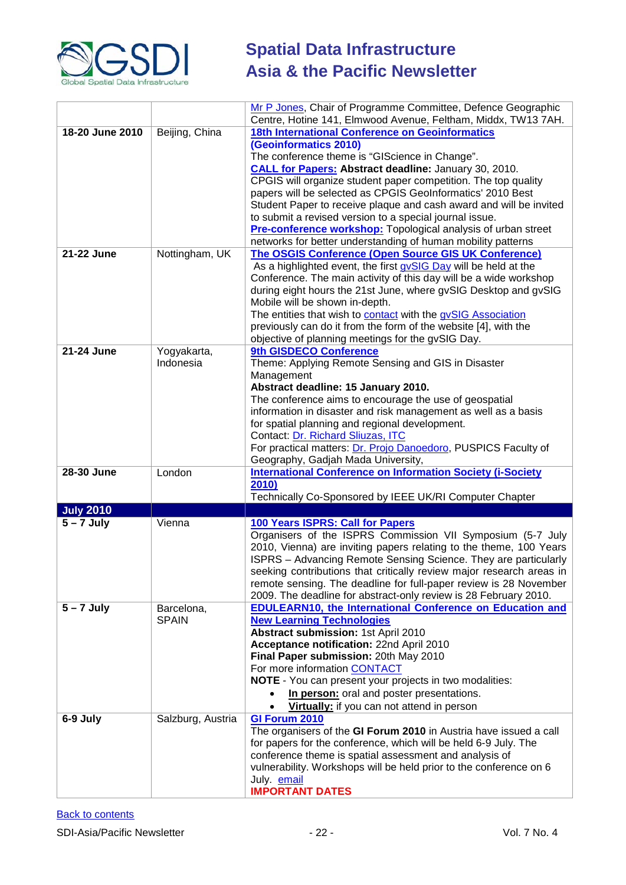| | | |
|---|---|---|
| | | Mr P Jones, Chair of Programme Committee, Defence Geographic Centre, Hotine 141, Elmwood Avenue, Feltham, Middx, TW13 7AH. |
| **18-20 June 2010** | Beijing, China | **18th International Conference on Geoinformatics (Geoinformatics 2010)**<br>The conference theme is "GIScience in Change".<br>**CALL for Papers:** **Abstract deadline:** January 30, 2010.<br>CPGIS will organize student paper competition. The top quality papers will be selected as CPGIS GeoInformatics' 2010 Best Student Paper to receive plaque and cash award and will be invited to submit a revised version to a special journal issue.<br>**Pre-conference workshop:** Topological analysis of urban street networks for better understanding of human mobility patterns |
| **21-22 June** | Nottingham, UK | **The OSGIS Conference (Open Source GIS UK Conference)**<br>As a highlighted event, the first gvSIG Day will be held at the Conference. The main activity of this day will be a wide workshop during eight hours the 21st June, where gvSIG Desktop and gvSIG Mobile will be shown in-depth.<br>The entities that wish to contact with the gvSIG Association previously can do it from the form of the website [4], with the objective of planning meetings for the gvSIG Day. |
| **21-24 June** | Yogyakarta, Indonesia | **9th GISDECO Conference**<br>Theme: Applying Remote Sensing and GIS in Disaster Management<br>**Abstract deadline: 15 January 2010.**<br>The conference aims to encourage the use of geospatial information in disaster and risk management as well as a basis for spatial planning and regional development.<br>Contact: Dr. Richard Sliuzas, ITC<br>For practical matters: Dr. Projo Danoedoro, PUSPICS Faculty of Geography, Gadjah Mada University, |
| **28-30 June** | London | **International Conference on Information Society (i-Society 2010)**<br>Technically Co-Sponsored by IEEE UK/RI Computer Chapter |
| **July 2010** | | |
| **5 – 7 July** | Vienna | **100 Years ISPRS: Call for Papers**<br>Organisers of the ISPRS Commission VII Symposium (5-7 July 2010, Vienna) are inviting papers relating to the theme, 100 Years ISPRS – Advancing Remote Sensing Science. They are particularly seeking contributions that critically review major research areas in remote sensing. The deadline for full-paper review is 28 November 2009. The deadline for abstract-only review is 28 February 2010. |
| **5 – 7 July** | Barcelona, SPAIN | **EDULEARN10, the International Conference on Education and New Learning Technologies**<br>**Abstract submission:** 1st April 2010<br>**Acceptance notification:** 22nd April 2010<br>**Final Paper submission:** 20th May 2010<br>For more information CONTACT<br>**NOTE** - You can present your projects in two modalities:<br>• **In person:** oral and poster presentations.<br>• **Virtually:** if you can not attend in person |
| **6-9 July** | Salzburg, Austria | **GI Forum 2010**<br>The organisers of the **GI Forum 2010** in Austria have issued a call for papers for the conference, which will be held 6-9 July. The conference theme is spatial assessment and analysis of vulnerability. Workshops will be held prior to the conference on 6 July. email<br>**IMPORTANT DATES** |

Back to contents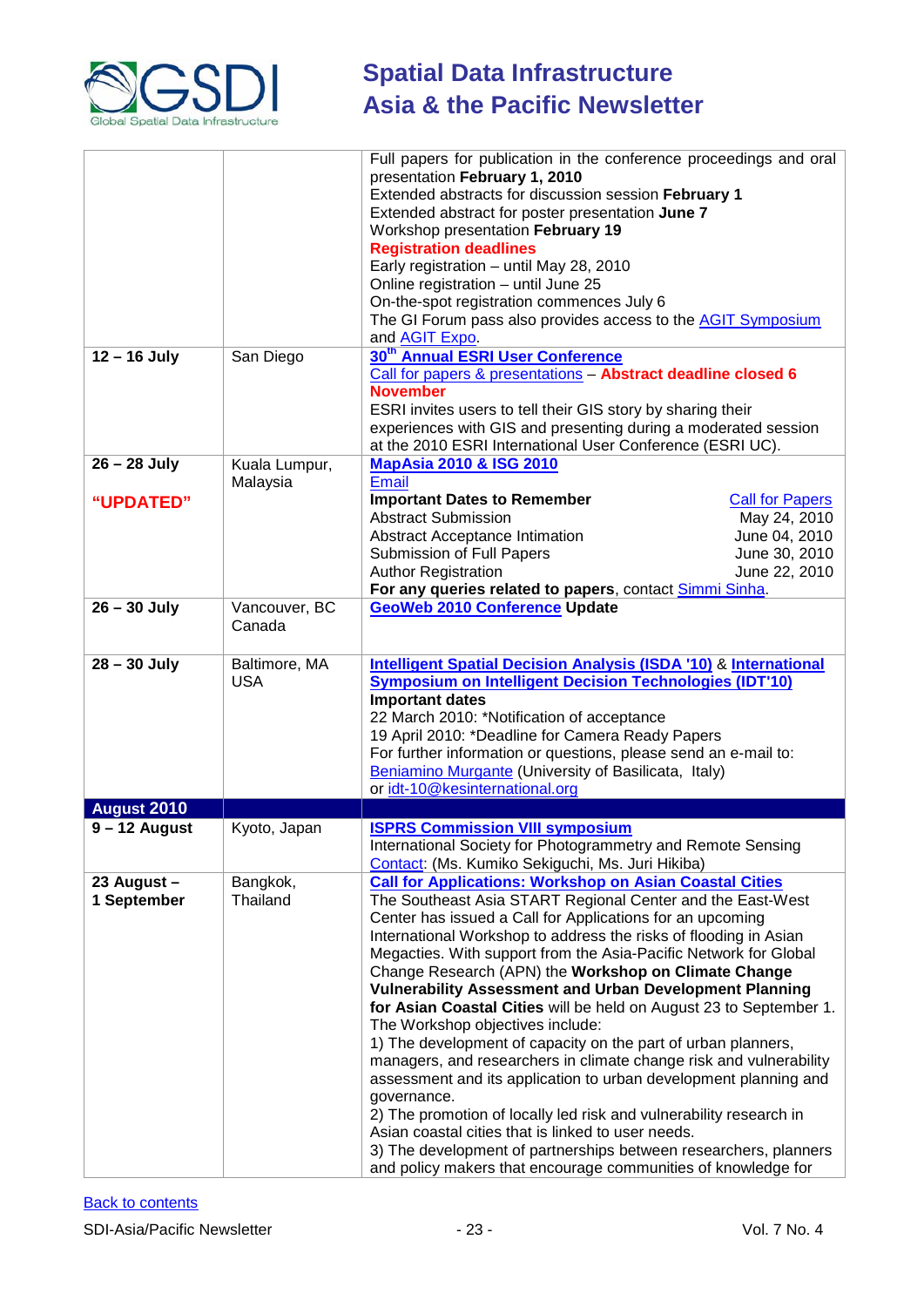| | | |
|---|---|---|
| | | Full papers for publication in the conference proceedings and oral presentation **February 1, 2010**<br>Extended abstracts for discussion session **February 1**<br>Extended abstract for poster presentation **June 7**<br>Workshop presentation **February 19**<br>**Registration deadlines**<br>Early registration – until May 28, 2010<br>Online registration – until June 25<br>On-the-spot registration commences July 6<br>The GI Forum pass also provides access to the AGIT Symposium and AGIT Expo. |
| **12 – 16 July** | San Diego | **30th Annual ESRI User Conference**<br>Call for papers & presentations – **Abstract deadline closed 6 November**<br>ESRI invites users to tell their GIS story by sharing their experiences with GIS and presenting during a moderated session at the 2010 ESRI International User Conference (ESRI UC). |
| **26 – 28 July**<br><br>**"UPDATED"** | Kuala Lumpur, Malaysia | **MapAsia 2010 & ISG 2010**<br>Email<br>**Important Dates to Remember** — Call for Papers<br>Abstract Submission — May 24, 2010<br>Abstract Acceptance Intimation — June 04, 2010<br>Submission of Full Papers — June 30, 2010<br>Author Registration — June 22, 2010<br>**For any queries related to papers**, contact Simmi Sinha. |
| **26 – 30 July** | Vancouver, BC Canada | **GeoWeb 2010 Conference Update** |
| **28 – 30 July** | Baltimore, MA USA | **Intelligent Spatial Decision Analysis (ISDA '10)** & **International Symposium on Intelligent Decision Technologies (IDT'10)**<br>**Important dates**<br>22 March 2010: *Notification of acceptance<br>19 April 2010: *Deadline for Camera Ready Papers<br>For further information or questions, please send an e-mail to: Beniamino Murgante (University of Basilicata, Italy)<br>or idt-10@kesinternational.org |
| **August 2010** | | |
| **9 – 12 August** | Kyoto, Japan | **ISPRS Commission VIII symposium**<br>International Society for Photogrammetry and Remote Sensing<br>Contact: (Ms. Kumiko Sekiguchi, Ms. Juri Hikiba) |
| **23 August – 1 September** | Bangkok, Thailand | **Call for Applications: Workshop on Asian Coastal Cities**<br>The Southeast Asia START Regional Center and the East-West Center has issued a Call for Applications for an upcoming International Workshop to address the risks of flooding in Asian Megacties. With support from the Asia-Pacific Network for Global Change Research (APN) the **Workshop on Climate Change Vulnerability Assessment and Urban Development Planning for Asian Coastal Cities** will be held on August 23 to September 1.<br>The Workshop objectives include:<br>1) The development of capacity on the part of urban planners, managers, and researchers in climate change risk and vulnerability assessment and its application to urban development planning and governance.<br>2) The promotion of locally led risk and vulnerability research in Asian coastal cities that is linked to user needs.<br>3) The development of partnerships between researchers, planners and policy makers that encourage communities of knowledge for |

Back to contents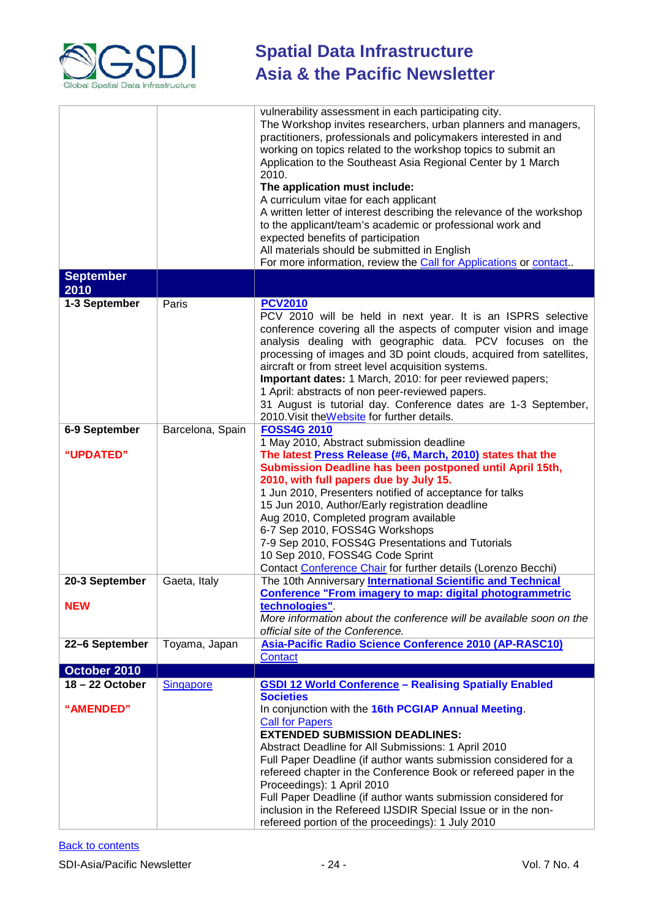| | | |
|---|---|---|
| | | vulnerability assessment in each participating city.<br>The Workshop invites researchers, urban planners and managers, practitioners, professionals and policymakers interested in and working on topics related to the workshop topics to submit an Application to the Southeast Asia Regional Center by 1 March 2010.<br>**The application must include:**<br>A curriculum vitae for each applicant<br>A written letter of interest describing the relevance of the workshop to the applicant/team's academic or professional work and expected benefits of participation<br>All materials should be submitted in English<br>For more information, review the Call for Applications or contact.. |
| **September 2010** | | |
| **1-3 September** | Paris | **PCV2010**<br>PCV 2010 will be held in next year. It is an ISPRS selective conference covering all the aspects of computer vision and image analysis dealing with geographic data. PCV focuses on the processing of images and 3D point clouds, acquired from satellites, aircraft or from street level acquisition systems.<br>**Important dates:** 1 March, 2010: for peer reviewed papers;<br>1 April: abstracts of non peer-reviewed papers.<br>31 August is tutorial day. Conference dates are 1-3 September, 2010.Visit theWebsite for further details. |
| **6-9 September**<br><br>**"UPDATED"** | Barcelona, Spain | **FOSS4G 2010**<br>1 May 2010, Abstract submission deadline<br>**The latest Press Release (#6, March, 2010) states that the Submission Deadline has been postponed until April 15th, 2010, with full papers due by July 15.**<br>1 Jun 2010, Presenters notified of acceptance for talks<br>15 Jun 2010, Author/Early registration deadline<br>Aug 2010, Completed program available<br>6-7 Sep 2010, FOSS4G Workshops<br>7-9 Sep 2010, FOSS4G Presentations and Tutorials<br>10 Sep 2010, FOSS4G Code Sprint<br>Contact Conference Chair for further details (Lorenzo Becchi) |
| **20-3 September**<br><br>**NEW** | Gaeta, Italy | The 10th Anniversary **International Scientific and Technical Conference "From imagery to map: digital photogrammetric technologies"**.<br>*More information about the conference will be available soon on the official site of the Conference.* |
| **22–6 September** | Toyama, Japan | **Asia-Pacific Radio Science Conference 2010 (AP-RASC10)**<br>Contact |
| **October 2010** | | |
| **18 – 22 October**<br><br>**"AMENDED"** | Singapore | **GSDI 12 World Conference – Realising Spatially Enabled Societies**<br>In conjunction with the **16th PCGIAP Annual Meeting**.<br>Call for Papers<br>**EXTENDED SUBMISSION DEADLINES:**<br>Abstract Deadline for All Submissions: 1 April 2010<br>Full Paper Deadline (if author wants submission considered for a refereed chapter in the Conference Book or refereed paper in the Proceedings): 1 April 2010<br>Full Paper Deadline (if author wants submission considered for inclusion in the Refereed IJSDIR Special Issue or in the non-refereed portion of the proceedings): 1 July 2010 |

Back to contents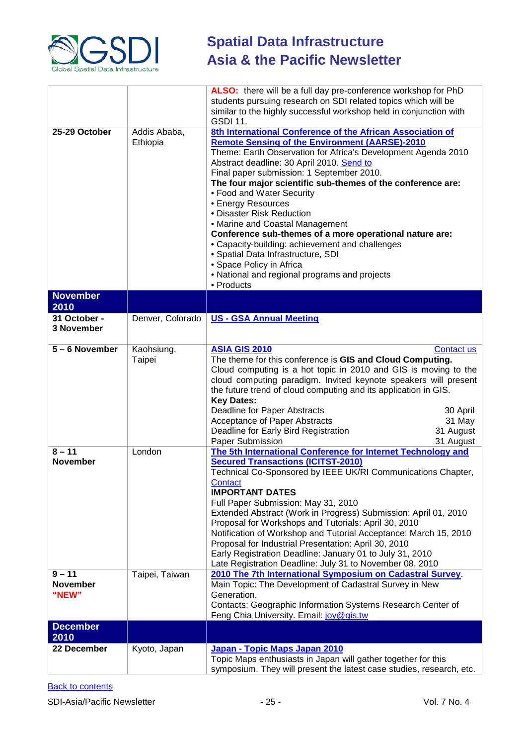| | | |
|---|---|---|
| | | **ALSO:** there will be a full day pre-conference workshop for PhD students pursuing research on SDI related topics which will be similar to the highly successful workshop held in conjunction with GSDI 11. |
| **25-29 October** | Addis Ababa, Ethiopia | **8th International Conference of the African Association of Remote Sensing of the Environment (AARSE)-2010**<br>Theme: Earth Observation for Africa's Development Agenda 2010<br>Abstract deadline: 30 April 2010. Send to<br>Final paper submission: 1 September 2010.<br>**The four major scientific sub-themes of the conference are:**<br>• Food and Water Security<br>• Energy Resources<br>• Disaster Risk Reduction<br>• Marine and Coastal Management<br>**Conference sub-themes of a more operational nature are:**<br>• Capacity-building: achievement and challenges<br>• Spatial Data Infrastructure, SDI<br>• Space Policy in Africa<br>• National and regional programs and projects<br>• Products |
| **November 2010** | | |
| **31 October - 3 November** | Denver, Colorado | **US - GSA Annual Meeting** |
| **5 – 6 November** | Kaohsiung, Taipei | **ASIA GIS 2010** Contact us<br>The theme for this conference is **GIS and Cloud Computing.** Cloud computing is a hot topic in 2010 and GIS is moving to the cloud computing paradigm. Invited keynote speakers will present the future trend of cloud computing and its application in GIS.<br>**Key Dates:**<br>Deadline for Paper Abstracts 30 April<br>Acceptance of Paper Abstracts 31 May<br>Deadline for Early Bird Registration 31 August<br>Paper Submission 31 August |
| **8 – 11 November** | London | **The 5th International Conference for Internet Technology and Secured Transactions (ICITST-2010)**<br>Technical Co-Sponsored by IEEE UK/RI Communications Chapter, Contact<br>**IMPORTANT DATES**<br>Full Paper Submission: May 31, 2010<br>Extended Abstract (Work in Progress) Submission: April 01, 2010<br>Proposal for Workshops and Tutorials: April 30, 2010<br>Notification of Workshop and Tutorial Acceptance: March 15, 2010<br>Proposal for Industrial Presentation: April 30, 2010<br>Early Registration Deadline: January 01 to July 31, 2010<br>Late Registration Deadline: July 31 to November 08, 2010 |
| **9 – 11 November "NEW"** | Taipei, Taiwan | **2010 The 7th International Symposium on Cadastral Survey**.<br>Main Topic: The Development of Cadastral Survey in New Generation.<br>Contacts: Geographic Information Systems Research Center of Feng Chia University. Email: joy@gis.tw |
| **December 2010** | | |
| **22 December** | Kyoto, Japan | **Japan - Topic Maps Japan 2010**<br>Topic Maps enthusiasts in Japan will gather together for this symposium. They will present the latest case studies, research, etc. |

Back to contents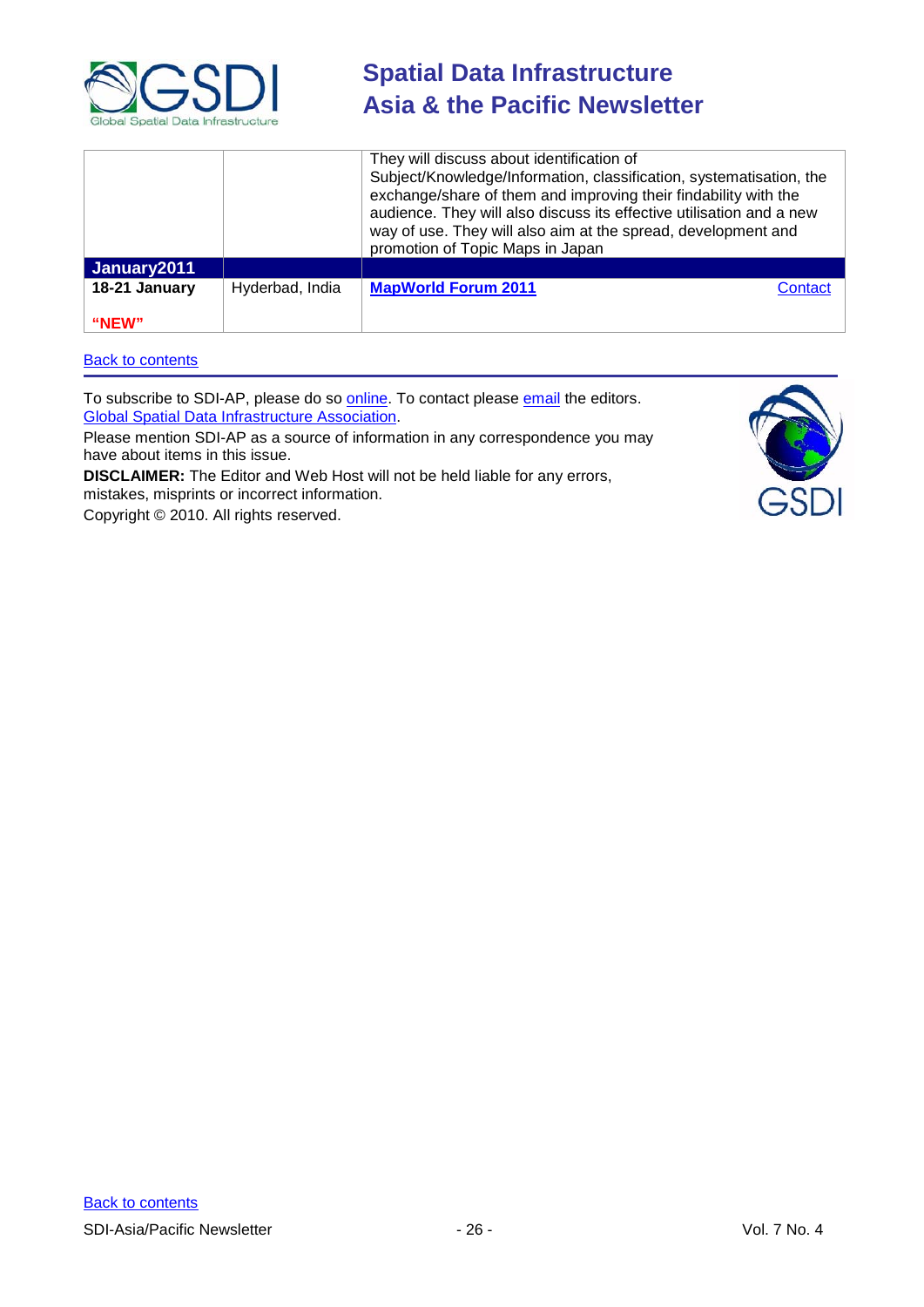| | | |
|---|---|---|
| | | They will discuss about identification of Subject/Knowledge/Information, classification, systematisation, the exchange/share of them and improving their findability with the audience. They will also discuss its effective utilisation and a new way of use. They will also aim at the spread, development and promotion of Topic Maps in Japan |
| **January2011** | | |
| **18-21 January** **"NEW"** | Hyderbad, India | **MapWorld Forum 2011** Contact |

Back to contents

To subscribe to SDI-AP, please do so online. To contact please email the editors.
Global Spatial Data Infrastructure Association.

Please mention SDI-AP as a source of information in any correspondence you may have about items in this issue.

**DISCLAIMER:** The Editor and Web Host will not be held liable for any errors, mistakes, misprints or incorrect information.

Copyright © 2010. All rights reserved.

Back to contents